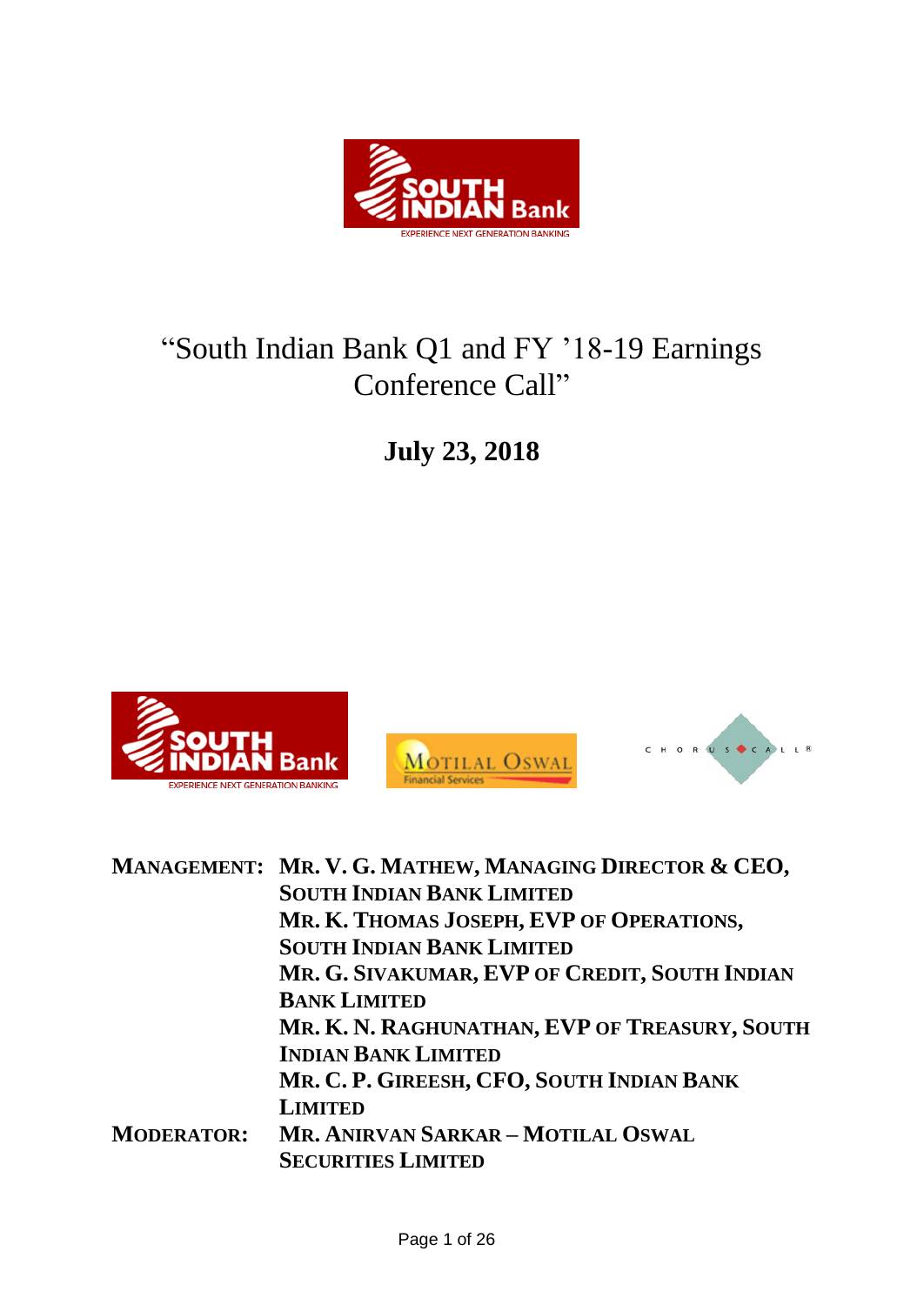# "South Indian Bank Q1 and FY '18-19 Earnings Conference Call"

## July 23, 2018

**MANAGEMENT:** **MR. V. G. MATHEW, MANAGING DIRECTOR & CEO, SOUTH INDIAN BANK LIMITED**
**MR. K. THOMAS JOSEPH, EVP OF OPERATIONS, SOUTH INDIAN BANK LIMITED**
**MR. G. SIVAKUMAR, EVP OF CREDIT, SOUTH INDIAN BANK LIMITED**
**MR. K. N. RAGHUNATHAN, EVP OF TREASURY, SOUTH INDIAN BANK LIMITED**
**MR. C. P. GIREESH, CFO, SOUTH INDIAN BANK LIMITED**

**MODERATOR:** **MR. ANIRVAN SARKAR – MOTILAL OSWAL SECURITIES LIMITED**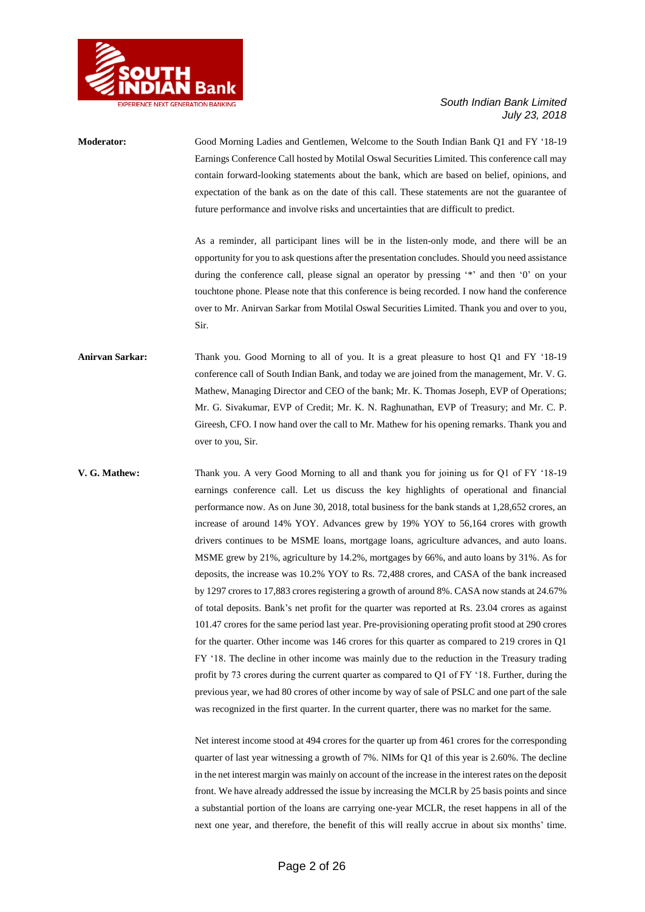**Moderator:** Good Morning Ladies and Gentlemen, Welcome to the South Indian Bank Q1 and FY '18-19 Earnings Conference Call hosted by Motilal Oswal Securities Limited. This conference call may contain forward-looking statements about the bank, which are based on belief, opinions, and expectation of the bank as on the date of this call. These statements are not the guarantee of future performance and involve risks and uncertainties that are difficult to predict.

As a reminder, all participant lines will be in the listen-only mode, and there will be an opportunity for you to ask questions after the presentation concludes. Should you need assistance during the conference call, please signal an operator by pressing '*' and then '0' on your touchtone phone. Please note that this conference is being recorded. I now hand the conference over to Mr. Anirvan Sarkar from Motilal Oswal Securities Limited. Thank you and over to you, Sir.

**Anirvan Sarkar:** Thank you. Good Morning to all of you. It is a great pleasure to host Q1 and FY '18-19 conference call of South Indian Bank, and today we are joined from the management, Mr. V. G. Mathew, Managing Director and CEO of the bank; Mr. K. Thomas Joseph, EVP of Operations; Mr. G. Sivakumar, EVP of Credit; Mr. K. N. Raghunathan, EVP of Treasury; and Mr. C. P. Gireesh, CFO. I now hand over the call to Mr. Mathew for his opening remarks. Thank you and over to you, Sir.

**V. G. Mathew:** Thank you. A very Good Morning to all and thank you for joining us for Q1 of FY '18-19 earnings conference call. Let us discuss the key highlights of operational and financial performance now. As on June 30, 2018, total business for the bank stands at 1,28,652 crores, an increase of around 14% YOY. Advances grew by 19% YOY to 56,164 crores with growth drivers continues to be MSME loans, mortgage loans, agriculture advances, and auto loans. MSME grew by 21%, agriculture by 14.2%, mortgages by 66%, and auto loans by 31%. As for deposits, the increase was 10.2% YOY to Rs. 72,488 crores, and CASA of the bank increased by 1297 crores to 17,883 crores registering a growth of around 8%. CASA now stands at 24.67% of total deposits. Bank's net profit for the quarter was reported at Rs. 23.04 crores as against 101.47 crores for the same period last year. Pre-provisioning operating profit stood at 290 crores for the quarter. Other income was 146 crores for this quarter as compared to 219 crores in Q1 FY '18. The decline in other income was mainly due to the reduction in the Treasury trading profit by 73 crores during the current quarter as compared to Q1 of FY '18. Further, during the previous year, we had 80 crores of other income by way of sale of PSLC and one part of the sale was recognized in the first quarter. In the current quarter, there was no market for the same.

Net interest income stood at 494 crores for the quarter up from 461 crores for the corresponding quarter of last year witnessing a growth of 7%. NIMs for Q1 of this year is 2.60%. The decline in the net interest margin was mainly on account of the increase in the interest rates on the deposit front. We have already addressed the issue by increasing the MCLR by 25 basis points and since a substantial portion of the loans are carrying one-year MCLR, the reset happens in all of the next one year, and therefore, the benefit of this will really accrue in about six months' time.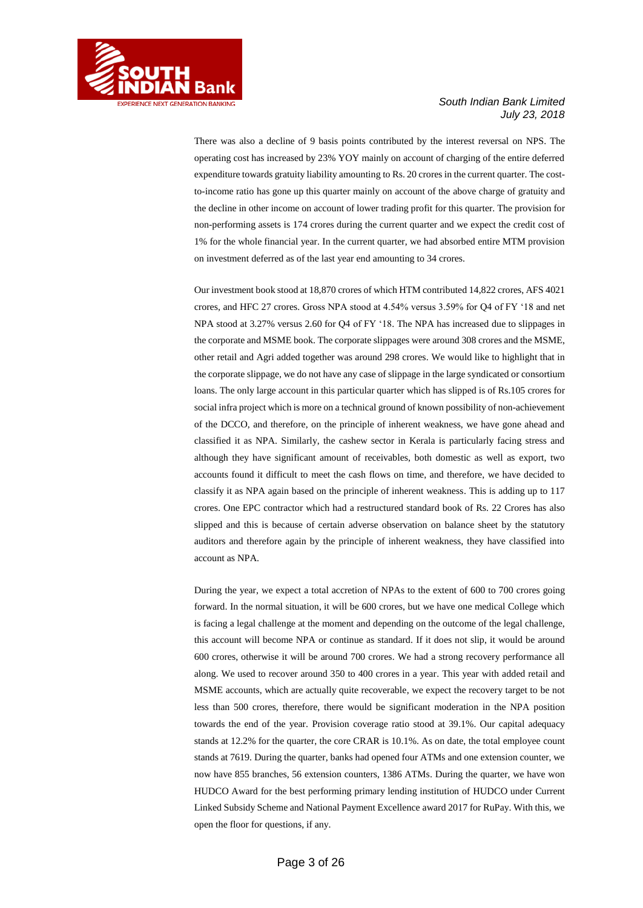There was also a decline of 9 basis points contributed by the interest reversal on NPS. The operating cost has increased by 23% YOY mainly on account of charging of the entire deferred expenditure towards gratuity liability amounting to Rs. 20 crores in the current quarter. The cost-to-income ratio has gone up this quarter mainly on account of the above charge of gratuity and the decline in other income on account of lower trading profit for this quarter. The provision for non-performing assets is 174 crores during the current quarter and we expect the credit cost of 1% for the whole financial year. In the current quarter, we had absorbed entire MTM provision on investment deferred as of the last year end amounting to 34 crores.

Our investment book stood at 18,870 crores of which HTM contributed 14,822 crores, AFS 4021 crores, and HFC 27 crores. Gross NPA stood at 4.54% versus 3.59% for Q4 of FY '18 and net NPA stood at 3.27% versus 2.60 for Q4 of FY '18. The NPA has increased due to slippages in the corporate and MSME book. The corporate slippages were around 308 crores and the MSME, other retail and Agri added together was around 298 crores. We would like to highlight that in the corporate slippage, we do not have any case of slippage in the large syndicated or consortium loans. The only large account in this particular quarter which has slipped is of Rs.105 crores for social infra project which is more on a technical ground of known possibility of non-achievement of the DCCO, and therefore, on the principle of inherent weakness, we have gone ahead and classified it as NPA. Similarly, the cashew sector in Kerala is particularly facing stress and although they have significant amount of receivables, both domestic as well as export, two accounts found it difficult to meet the cash flows on time, and therefore, we have decided to classify it as NPA again based on the principle of inherent weakness. This is adding up to 117 crores. One EPC contractor which had a restructured standard book of Rs. 22 Crores has also slipped and this is because of certain adverse observation on balance sheet by the statutory auditors and therefore again by the principle of inherent weakness, they have classified into account as NPA.

During the year, we expect a total accretion of NPAs to the extent of 600 to 700 crores going forward. In the normal situation, it will be 600 crores, but we have one medical College which is facing a legal challenge at the moment and depending on the outcome of the legal challenge, this account will become NPA or continue as standard. If it does not slip, it would be around 600 crores, otherwise it will be around 700 crores. We had a strong recovery performance all along. We used to recover around 350 to 400 crores in a year. This year with added retail and MSME accounts, which are actually quite recoverable, we expect the recovery target to be not less than 500 crores, therefore, there would be significant moderation in the NPA position towards the end of the year. Provision coverage ratio stood at 39.1%. Our capital adequacy stands at 12.2% for the quarter, the core CRAR is 10.1%. As on date, the total employee count stands at 7619. During the quarter, banks had opened four ATMs and one extension counter, we now have 855 branches, 56 extension counters, 1386 ATMs. During the quarter, we have won HUDCO Award for the best performing primary lending institution of HUDCO under Current Linked Subsidy Scheme and National Payment Excellence award 2017 for RuPay. With this, we open the floor for questions, if any.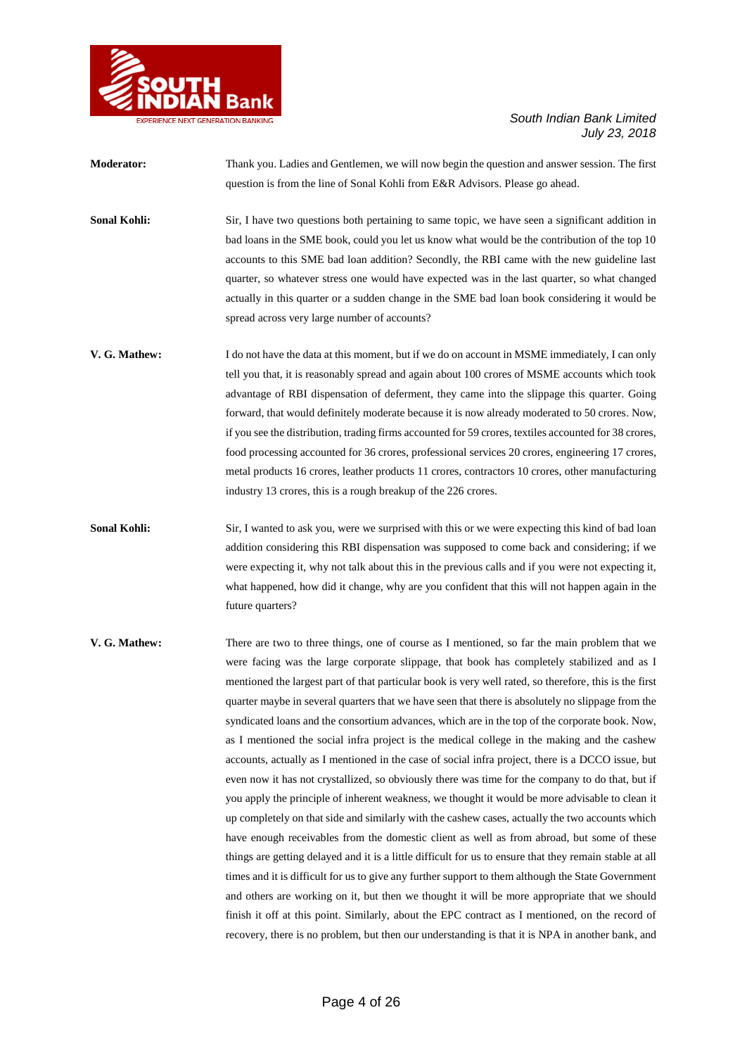**Moderator:** Thank you. Ladies and Gentlemen, we will now begin the question and answer session. The first question is from the line of Sonal Kohli from E&R Advisors. Please go ahead.

**Sonal Kohli:** Sir, I have two questions both pertaining to same topic, we have seen a significant addition in bad loans in the SME book, could you let us know what would be the contribution of the top 10 accounts to this SME bad loan addition? Secondly, the RBI came with the new guideline last quarter, so whatever stress one would have expected was in the last quarter, so what changed actually in this quarter or a sudden change in the SME bad loan book considering it would be spread across very large number of accounts?

**V. G. Mathew:** I do not have the data at this moment, but if we do on account in MSME immediately, I can only tell you that, it is reasonably spread and again about 100 crores of MSME accounts which took advantage of RBI dispensation of deferment, they came into the slippage this quarter. Going forward, that would definitely moderate because it is now already moderated to 50 crores. Now, if you see the distribution, trading firms accounted for 59 crores, textiles accounted for 38 crores, food processing accounted for 36 crores, professional services 20 crores, engineering 17 crores, metal products 16 crores, leather products 11 crores, contractors 10 crores, other manufacturing industry 13 crores, this is a rough breakup of the 226 crores.

**Sonal Kohli:** Sir, I wanted to ask you, were we surprised with this or we were expecting this kind of bad loan addition considering this RBI dispensation was supposed to come back and considering; if we were expecting it, why not talk about this in the previous calls and if you were not expecting it, what happened, how did it change, why are you confident that this will not happen again in the future quarters?

**V. G. Mathew:** There are two to three things, one of course as I mentioned, so far the main problem that we were facing was the large corporate slippage, that book has completely stabilized and as I mentioned the largest part of that particular book is very well rated, so therefore, this is the first quarter maybe in several quarters that we have seen that there is absolutely no slippage from the syndicated loans and the consortium advances, which are in the top of the corporate book. Now, as I mentioned the social infra project is the medical college in the making and the cashew accounts, actually as I mentioned in the case of social infra project, there is a DCCO issue, but even now it has not crystallized, so obviously there was time for the company to do that, but if you apply the principle of inherent weakness, we thought it would be more advisable to clean it up completely on that side and similarly with the cashew cases, actually the two accounts which have enough receivables from the domestic client as well as from abroad, but some of these things are getting delayed and it is a little difficult for us to ensure that they remain stable at all times and it is difficult for us to give any further support to them although the State Government and others are working on it, but then we thought it will be more appropriate that we should finish it off at this point. Similarly, about the EPC contract as I mentioned, on the record of recovery, there is no problem, but then our understanding is that it is NPA in another bank, and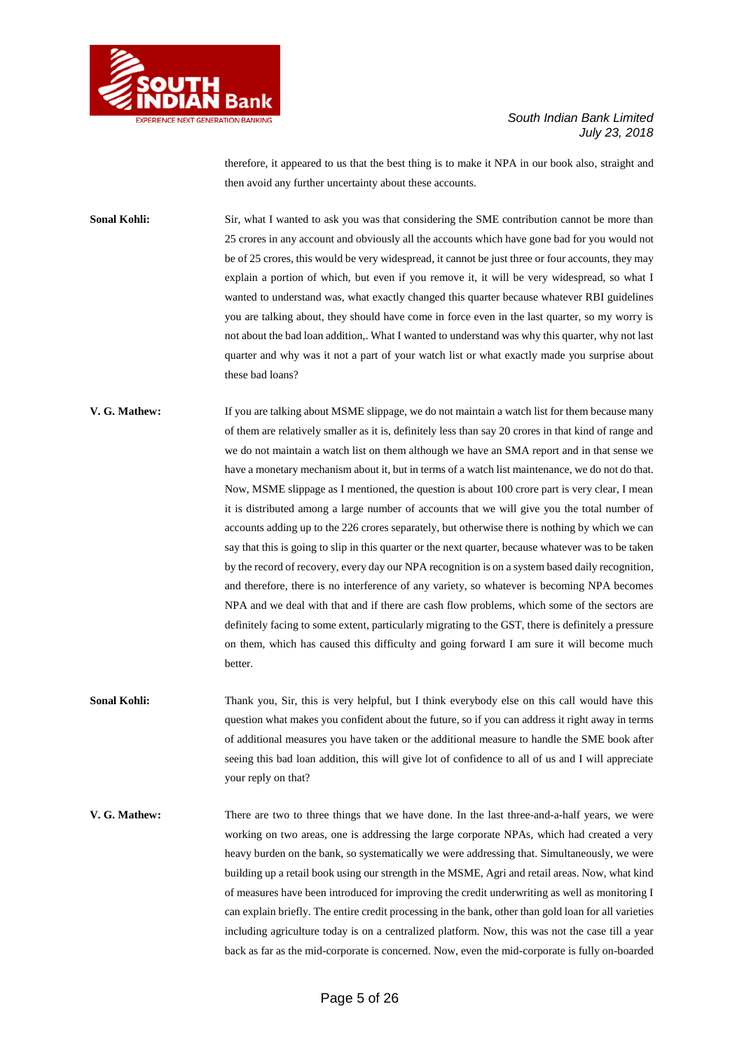therefore, it appeared to us that the best thing is to make it NPA in our book also, straight and then avoid any further uncertainty about these accounts.

**Sonal Kohli:** Sir, what I wanted to ask you was that considering the SME contribution cannot be more than 25 crores in any account and obviously all the accounts which have gone bad for you would not be of 25 crores, this would be very widespread, it cannot be just three or four accounts, they may explain a portion of which, but even if you remove it, it will be very widespread, so what I wanted to understand was, what exactly changed this quarter because whatever RBI guidelines you are talking about, they should have come in force even in the last quarter, so my worry is not about the bad loan addition,. What I wanted to understand was why this quarter, why not last quarter and why was it not a part of your watch list or what exactly made you surprise about these bad loans?

**V. G. Mathew:** If you are talking about MSME slippage, we do not maintain a watch list for them because many of them are relatively smaller as it is, definitely less than say 20 crores in that kind of range and we do not maintain a watch list on them although we have an SMA report and in that sense we have a monetary mechanism about it, but in terms of a watch list maintenance, we do not do that. Now, MSME slippage as I mentioned, the question is about 100 crore part is very clear, I mean it is distributed among a large number of accounts that we will give you the total number of accounts adding up to the 226 crores separately, but otherwise there is nothing by which we can say that this is going to slip in this quarter or the next quarter, because whatever was to be taken by the record of recovery, every day our NPA recognition is on a system based daily recognition, and therefore, there is no interference of any variety, so whatever is becoming NPA becomes NPA and we deal with that and if there are cash flow problems, which some of the sectors are definitely facing to some extent, particularly migrating to the GST, there is definitely a pressure on them, which has caused this difficulty and going forward I am sure it will become much better.

**Sonal Kohli:** Thank you, Sir, this is very helpful, but I think everybody else on this call would have this question what makes you confident about the future, so if you can address it right away in terms of additional measures you have taken or the additional measure to handle the SME book after seeing this bad loan addition, this will give lot of confidence to all of us and I will appreciate your reply on that?

**V. G. Mathew:** There are two to three things that we have done. In the last three-and-a-half years, we were working on two areas, one is addressing the large corporate NPAs, which had created a very heavy burden on the bank, so systematically we were addressing that. Simultaneously, we were building up a retail book using our strength in the MSME, Agri and retail areas. Now, what kind of measures have been introduced for improving the credit underwriting as well as monitoring I can explain briefly. The entire credit processing in the bank, other than gold loan for all varieties including agriculture today is on a centralized platform. Now, this was not the case till a year back as far as the mid-corporate is concerned. Now, even the mid-corporate is fully on-boarded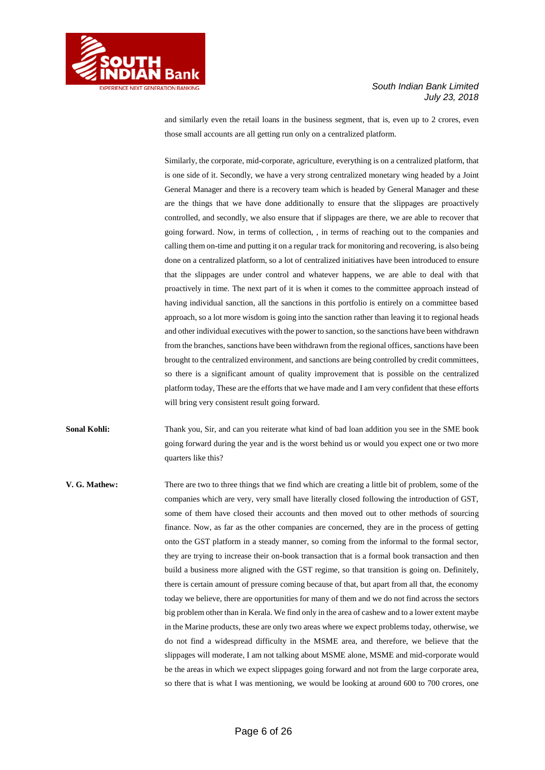and similarly even the retail loans in the business segment, that is, even up to 2 crores, even those small accounts are all getting run only on a centralized platform.

Similarly, the corporate, mid-corporate, agriculture, everything is on a centralized platform, that is one side of it. Secondly, we have a very strong centralized monetary wing headed by a Joint General Manager and there is a recovery team which is headed by General Manager and these are the things that we have done additionally to ensure that the slippages are proactively controlled, and secondly, we also ensure that if slippages are there, we are able to recover that going forward. Now, in terms of collection, , in terms of reaching out to the companies and calling them on-time and putting it on a regular track for monitoring and recovering, is also being done on a centralized platform, so a lot of centralized initiatives have been introduced to ensure that the slippages are under control and whatever happens, we are able to deal with that proactively in time. The next part of it is when it comes to the committee approach instead of having individual sanction, all the sanctions in this portfolio is entirely on a committee based approach, so a lot more wisdom is going into the sanction rather than leaving it to regional heads and other individual executives with the power to sanction, so the sanctions have been withdrawn from the branches, sanctions have been withdrawn from the regional offices, sanctions have been brought to the centralized environment, and sanctions are being controlled by credit committees, so there is a significant amount of quality improvement that is possible on the centralized platform today, These are the efforts that we have made and I am very confident that these efforts will bring very consistent result going forward.

**Sonal Kohli:** Thank you, Sir, and can you reiterate what kind of bad loan addition you see in the SME book going forward during the year and is the worst behind us or would you expect one or two more quarters like this?

**V. G. Mathew:** There are two to three things that we find which are creating a little bit of problem, some of the companies which are very, very small have literally closed following the introduction of GST, some of them have closed their accounts and then moved out to other methods of sourcing finance. Now, as far as the other companies are concerned, they are in the process of getting onto the GST platform in a steady manner, so coming from the informal to the formal sector, they are trying to increase their on-book transaction that is a formal book transaction and then build a business more aligned with the GST regime, so that transition is going on. Definitely, there is certain amount of pressure coming because of that, but apart from all that, the economy today we believe, there are opportunities for many of them and we do not find across the sectors big problem other than in Kerala. We find only in the area of cashew and to a lower extent maybe in the Marine products, these are only two areas where we expect problems today, otherwise, we do not find a widespread difficulty in the MSME area, and therefore, we believe that the slippages will moderate, I am not talking about MSME alone, MSME and mid-corporate would be the areas in which we expect slippages going forward and not from the large corporate area, so there that is what I was mentioning, we would be looking at around 600 to 700 crores, one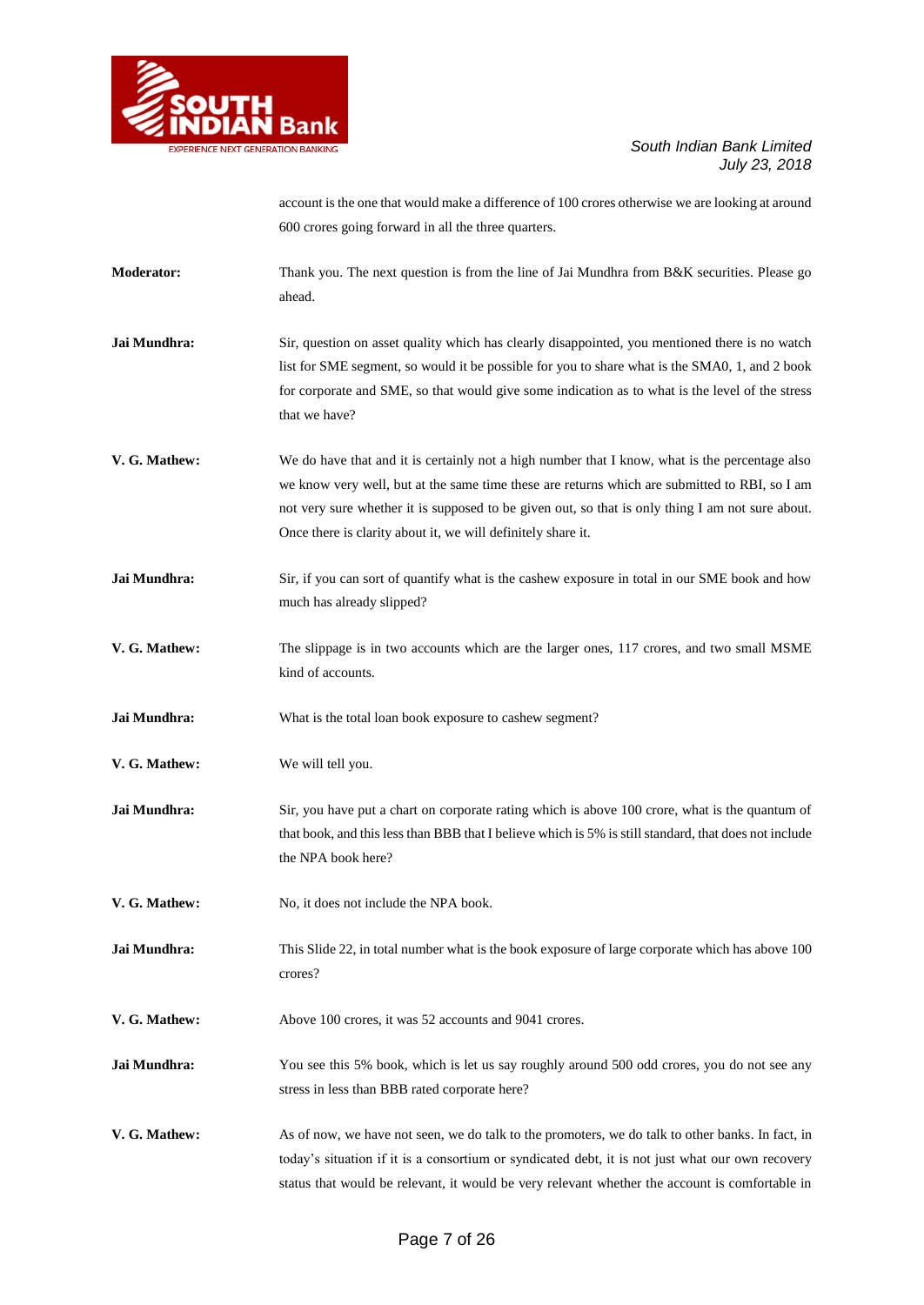account is the one that would make a difference of 100 crores otherwise we are looking at around 600 crores going forward in all the three quarters.

**Moderator:** Thank you. The next question is from the line of Jai Mundhra from B&K securities. Please go ahead.

**Jai Mundhra:** Sir, question on asset quality which has clearly disappointed, you mentioned there is no watch list for SME segment, so would it be possible for you to share what is the SMA0, 1, and 2 book for corporate and SME, so that would give some indication as to what is the level of the stress that we have?

**V. G. Mathew:** We do have that and it is certainly not a high number that I know, what is the percentage also we know very well, but at the same time these are returns which are submitted to RBI, so I am not very sure whether it is supposed to be given out, so that is only thing I am not sure about. Once there is clarity about it, we will definitely share it.

**Jai Mundhra:** Sir, if you can sort of quantify what is the cashew exposure in total in our SME book and how much has already slipped?

**V. G. Mathew:** The slippage is in two accounts which are the larger ones, 117 crores, and two small MSME kind of accounts.

**Jai Mundhra:** What is the total loan book exposure to cashew segment?

**V. G. Mathew:** We will tell you.

**Jai Mundhra:** Sir, you have put a chart on corporate rating which is above 100 crore, what is the quantum of that book, and this less than BBB that I believe which is 5% is still standard, that does not include the NPA book here?

**V. G. Mathew:** No, it does not include the NPA book.

**Jai Mundhra:** This Slide 22, in total number what is the book exposure of large corporate which has above 100 crores?

**V. G. Mathew:** Above 100 crores, it was 52 accounts and 9041 crores.

**Jai Mundhra:** You see this 5% book, which is let us say roughly around 500 odd crores, you do not see any stress in less than BBB rated corporate here?

**V. G. Mathew:** As of now, we have not seen, we do talk to the promoters, we do talk to other banks. In fact, in today's situation if it is a consortium or syndicated debt, it is not just what our own recovery status that would be relevant, it would be very relevant whether the account is comfortable in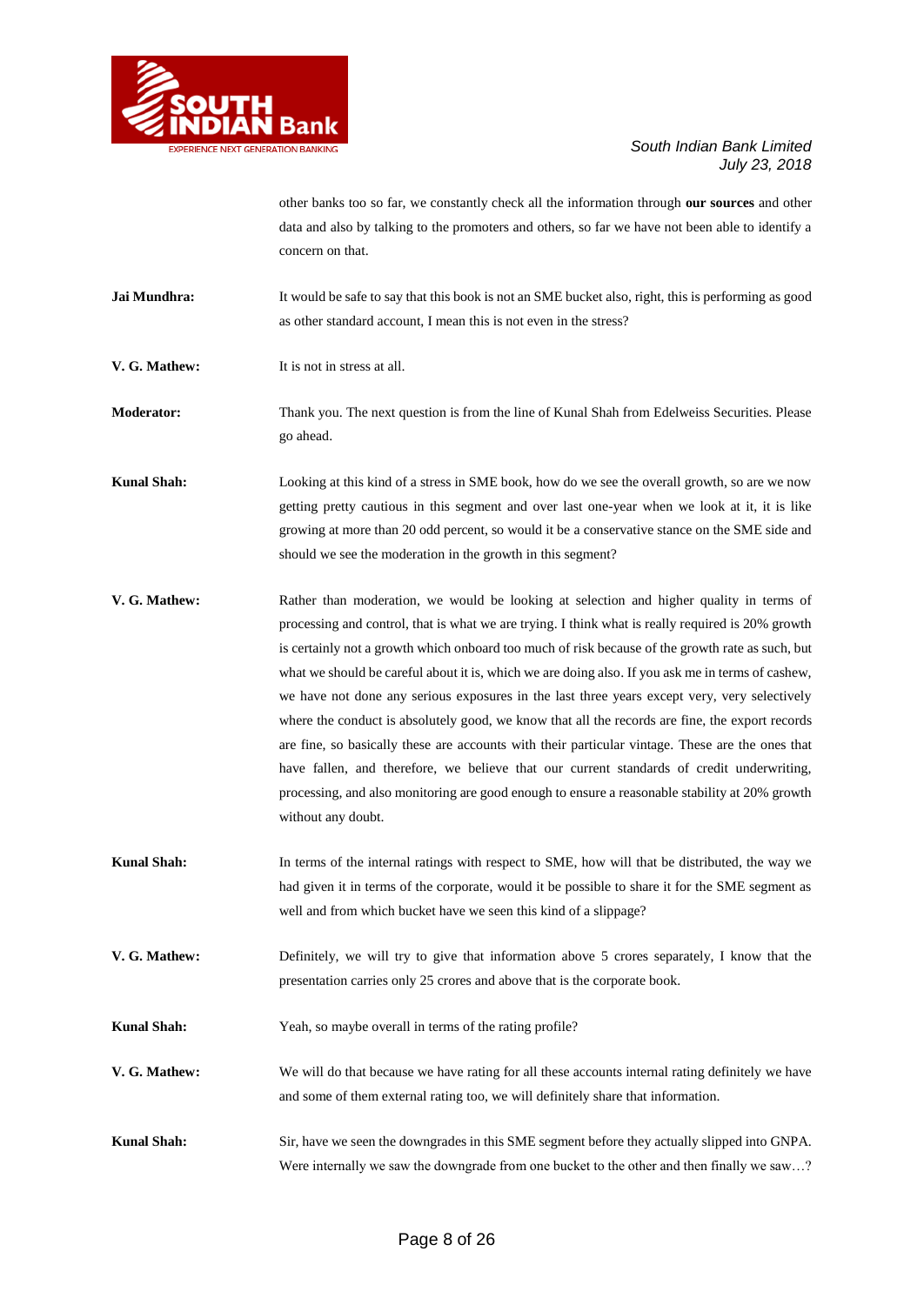other banks too so far, we constantly check all the information through **our sources** and other data and also by talking to the promoters and others, so far we have not been able to identify a concern on that.

**Jai Mundhra:** It would be safe to say that this book is not an SME bucket also, right, this is performing as good as other standard account, I mean this is not even in the stress?

**V. G. Mathew:** It is not in stress at all.

**Moderator:** Thank you. The next question is from the line of Kunal Shah from Edelweiss Securities. Please go ahead.

**Kunal Shah:** Looking at this kind of a stress in SME book, how do we see the overall growth, so are we now getting pretty cautious in this segment and over last one-year when we look at it, it is like growing at more than 20 odd percent, so would it be a conservative stance on the SME side and should we see the moderation in the growth in this segment?

**V. G. Mathew:** Rather than moderation, we would be looking at selection and higher quality in terms of processing and control, that is what we are trying. I think what is really required is 20% growth is certainly not a growth which onboard too much of risk because of the growth rate as such, but what we should be careful about it is, which we are doing also. If you ask me in terms of cashew, we have not done any serious exposures in the last three years except very, very selectively where the conduct is absolutely good, we know that all the records are fine, the export records are fine, so basically these are accounts with their particular vintage. These are the ones that have fallen, and therefore, we believe that our current standards of credit underwriting, processing, and also monitoring are good enough to ensure a reasonable stability at 20% growth without any doubt.

**Kunal Shah:** In terms of the internal ratings with respect to SME, how will that be distributed, the way we had given it in terms of the corporate, would it be possible to share it for the SME segment as well and from which bucket have we seen this kind of a slippage?

**V. G. Mathew:** Definitely, we will try to give that information above 5 crores separately, I know that the presentation carries only 25 crores and above that is the corporate book.

**Kunal Shah:** Yeah, so maybe overall in terms of the rating profile?

**V. G. Mathew:** We will do that because we have rating for all these accounts internal rating definitely we have and some of them external rating too, we will definitely share that information.

**Kunal Shah:** Sir, have we seen the downgrades in this SME segment before they actually slipped into GNPA. Were internally we saw the downgrade from one bucket to the other and then finally we saw…?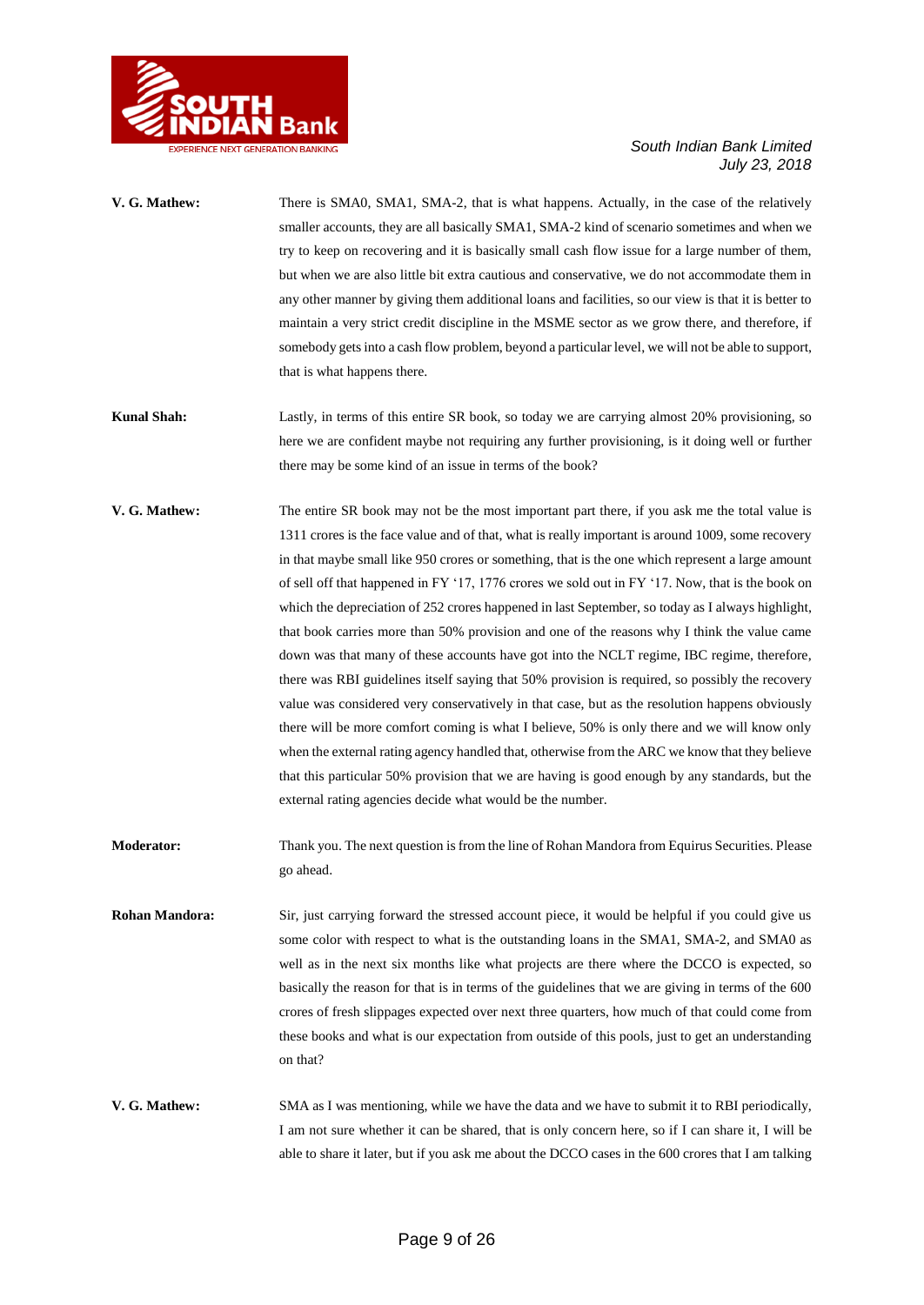**V. G. Mathew:** There is SMA0, SMA1, SMA-2, that is what happens. Actually, in the case of the relatively smaller accounts, they are all basically SMA1, SMA-2 kind of scenario sometimes and when we try to keep on recovering and it is basically small cash flow issue for a large number of them, but when we are also little bit extra cautious and conservative, we do not accommodate them in any other manner by giving them additional loans and facilities, so our view is that it is better to maintain a very strict credit discipline in the MSME sector as we grow there, and therefore, if somebody gets into a cash flow problem, beyond a particular level, we will not be able to support, that is what happens there.

**Kunal Shah:** Lastly, in terms of this entire SR book, so today we are carrying almost 20% provisioning, so here we are confident maybe not requiring any further provisioning, is it doing well or further there may be some kind of an issue in terms of the book?

**V. G. Mathew:** The entire SR book may not be the most important part there, if you ask me the total value is 1311 crores is the face value and of that, what is really important is around 1009, some recovery in that maybe small like 950 crores or something, that is the one which represent a large amount of sell off that happened in FY '17, 1776 crores we sold out in FY '17. Now, that is the book on which the depreciation of 252 crores happened in last September, so today as I always highlight, that book carries more than 50% provision and one of the reasons why I think the value came down was that many of these accounts have got into the NCLT regime, IBC regime, therefore, there was RBI guidelines itself saying that 50% provision is required, so possibly the recovery value was considered very conservatively in that case, but as the resolution happens obviously there will be more comfort coming is what I believe, 50% is only there and we will know only when the external rating agency handled that, otherwise from the ARC we know that they believe that this particular 50% provision that we are having is good enough by any standards, but the external rating agencies decide what would be the number.

**Moderator:** Thank you. The next question is from the line of Rohan Mandora from Equirus Securities. Please go ahead.

**Rohan Mandora:** Sir, just carrying forward the stressed account piece, it would be helpful if you could give us some color with respect to what is the outstanding loans in the SMA1, SMA-2, and SMA0 as well as in the next six months like what projects are there where the DCCO is expected, so basically the reason for that is in terms of the guidelines that we are giving in terms of the 600 crores of fresh slippages expected over next three quarters, how much of that could come from these books and what is our expectation from outside of this pools, just to get an understanding on that?

**V. G. Mathew:** SMA as I was mentioning, while we have the data and we have to submit it to RBI periodically, I am not sure whether it can be shared, that is only concern here, so if I can share it, I will be able to share it later, but if you ask me about the DCCO cases in the 600 crores that I am talking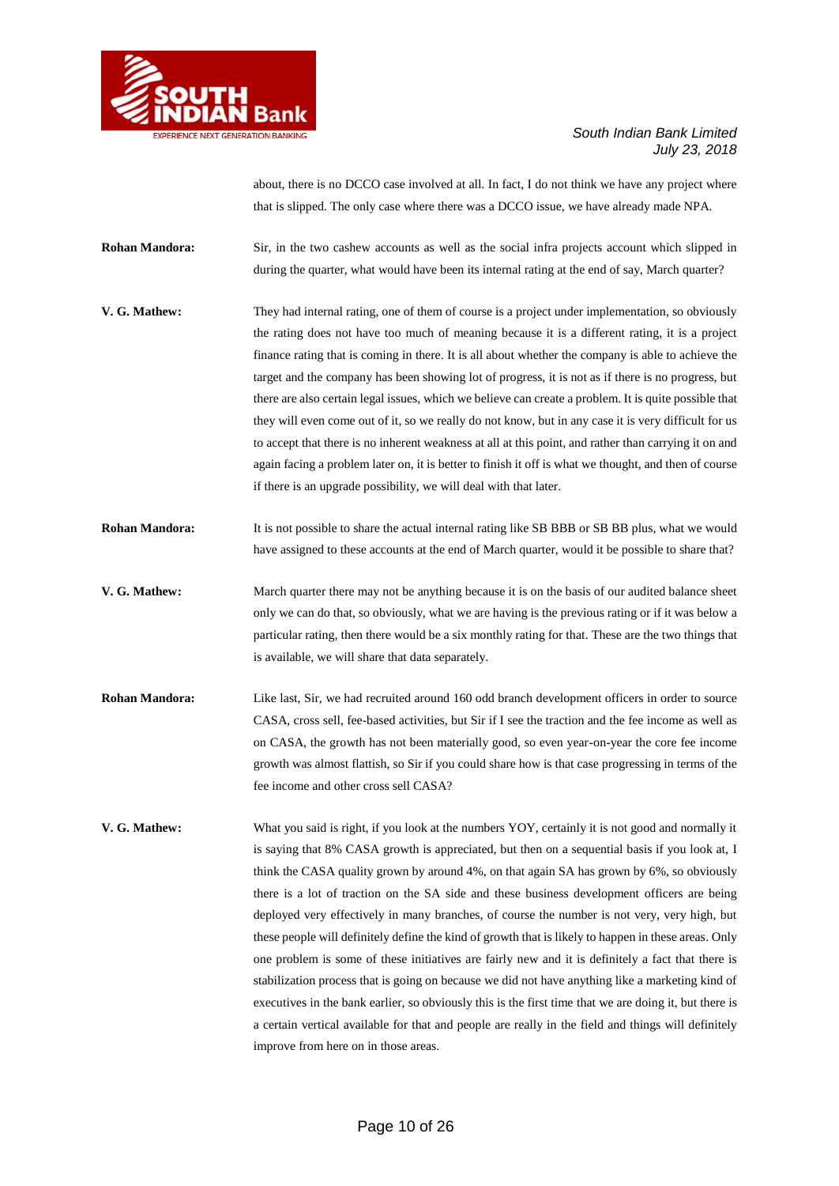about, there is no DCCO case involved at all. In fact, I do not think we have any project where that is slipped. The only case where there was a DCCO issue, we have already made NPA.

**Rohan Mandora:** Sir, in the two cashew accounts as well as the social infra projects account which slipped in during the quarter, what would have been its internal rating at the end of say, March quarter?

**V. G. Mathew:** They had internal rating, one of them of course is a project under implementation, so obviously the rating does not have too much of meaning because it is a different rating, it is a project finance rating that is coming in there. It is all about whether the company is able to achieve the target and the company has been showing lot of progress, it is not as if there is no progress, but there are also certain legal issues, which we believe can create a problem. It is quite possible that they will even come out of it, so we really do not know, but in any case it is very difficult for us to accept that there is no inherent weakness at all at this point, and rather than carrying it on and again facing a problem later on, it is better to finish it off is what we thought, and then of course if there is an upgrade possibility, we will deal with that later.

**Rohan Mandora:** It is not possible to share the actual internal rating like SB BBB or SB BB plus, what we would have assigned to these accounts at the end of March quarter, would it be possible to share that?

**V. G. Mathew:** March quarter there may not be anything because it is on the basis of our audited balance sheet only we can do that, so obviously, what we are having is the previous rating or if it was below a particular rating, then there would be a six monthly rating for that. These are the two things that is available, we will share that data separately.

**Rohan Mandora:** Like last, Sir, we had recruited around 160 odd branch development officers in order to source CASA, cross sell, fee-based activities, but Sir if I see the traction and the fee income as well as on CASA, the growth has not been materially good, so even year-on-year the core fee income growth was almost flattish, so Sir if you could share how is that case progressing in terms of the fee income and other cross sell CASA?

**V. G. Mathew:** What you said is right, if you look at the numbers YOY, certainly it is not good and normally it is saying that 8% CASA growth is appreciated, but then on a sequential basis if you look at, I think the CASA quality grown by around 4%, on that again SA has grown by 6%, so obviously there is a lot of traction on the SA side and these business development officers are being deployed very effectively in many branches, of course the number is not very, very high, but these people will definitely define the kind of growth that is likely to happen in these areas. Only one problem is some of these initiatives are fairly new and it is definitely a fact that there is stabilization process that is going on because we did not have anything like a marketing kind of executives in the bank earlier, so obviously this is the first time that we are doing it, but there is a certain vertical available for that and people are really in the field and things will definitely improve from here on in those areas.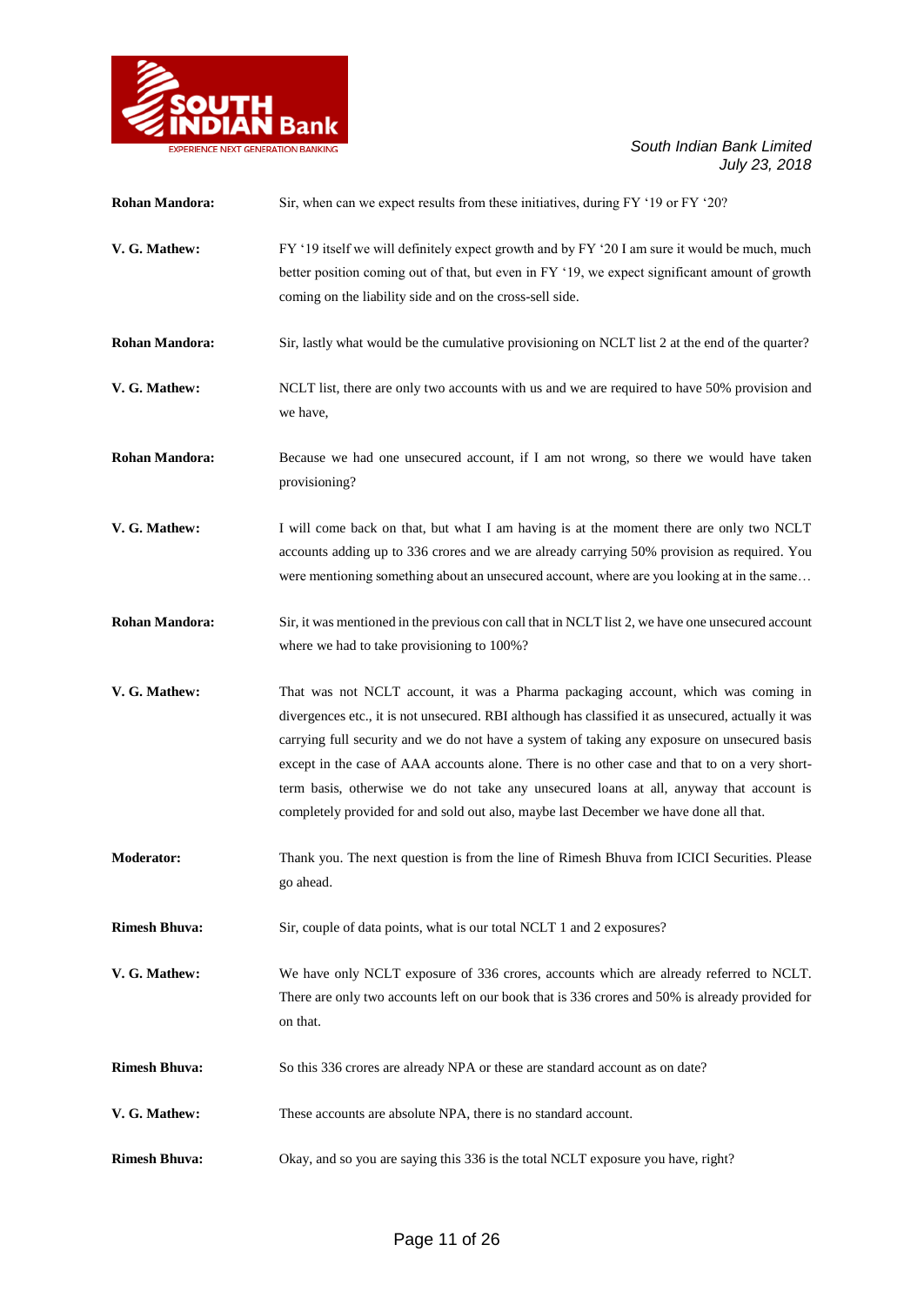**Rohan Mandora:** Sir, when can we expect results from these initiatives, during FY '19 or FY '20?

**V. G. Mathew:** FY '19 itself we will definitely expect growth and by FY '20 I am sure it would be much, much better position coming out of that, but even in FY '19, we expect significant amount of growth coming on the liability side and on the cross-sell side.

**Rohan Mandora:** Sir, lastly what would be the cumulative provisioning on NCLT list 2 at the end of the quarter?

**V. G. Mathew:** NCLT list, there are only two accounts with us and we are required to have 50% provision and we have,

**Rohan Mandora:** Because we had one unsecured account, if I am not wrong, so there we would have taken provisioning?

**V. G. Mathew:** I will come back on that, but what I am having is at the moment there are only two NCLT accounts adding up to 336 crores and we are already carrying 50% provision as required. You were mentioning something about an unsecured account, where are you looking at in the same…

**Rohan Mandora:** Sir, it was mentioned in the previous con call that in NCLT list 2, we have one unsecured account where we had to take provisioning to 100%?

**V. G. Mathew:** That was not NCLT account, it was a Pharma packaging account, which was coming in divergences etc., it is not unsecured. RBI although has classified it as unsecured, actually it was carrying full security and we do not have a system of taking any exposure on unsecured basis except in the case of AAA accounts alone. There is no other case and that to on a very short-term basis, otherwise we do not take any unsecured loans at all, anyway that account is completely provided for and sold out also, maybe last December we have done all that.

**Moderator:** Thank you. The next question is from the line of Rimesh Bhuva from ICICI Securities. Please go ahead.

**Rimesh Bhuva:** Sir, couple of data points, what is our total NCLT 1 and 2 exposures?

**V. G. Mathew:** We have only NCLT exposure of 336 crores, accounts which are already referred to NCLT. There are only two accounts left on our book that is 336 crores and 50% is already provided for on that.

**Rimesh Bhuva:** So this 336 crores are already NPA or these are standard account as on date?

**V. G. Mathew:** These accounts are absolute NPA, there is no standard account.

**Rimesh Bhuva:** Okay, and so you are saying this 336 is the total NCLT exposure you have, right?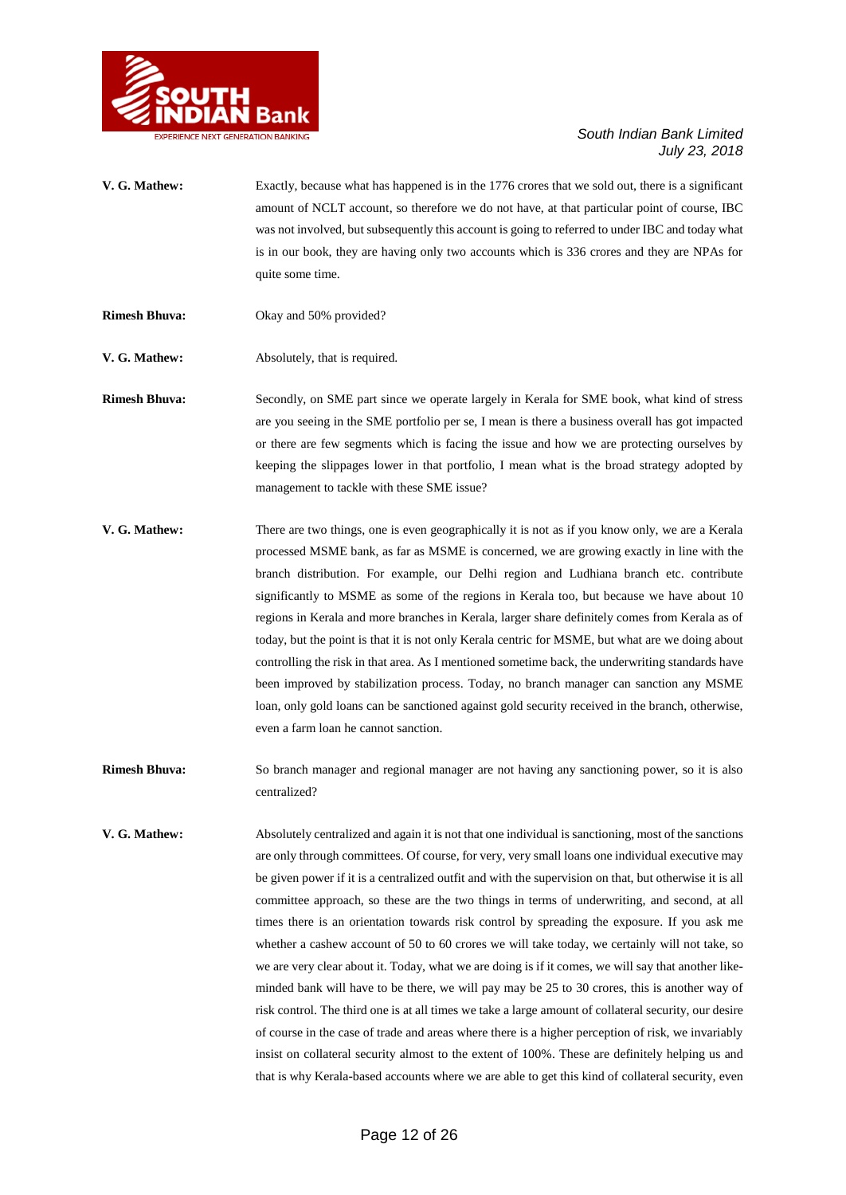**V. G. Mathew:** Exactly, because what has happened is in the 1776 crores that we sold out, there is a significant amount of NCLT account, so therefore we do not have, at that particular point of course, IBC was not involved, but subsequently this account is going to referred to under IBC and today what is in our book, they are having only two accounts which is 336 crores and they are NPAs for quite some time.

**Rimesh Bhuva:** Okay and 50% provided?

**V. G. Mathew:** Absolutely, that is required.

**Rimesh Bhuva:** Secondly, on SME part since we operate largely in Kerala for SME book, what kind of stress are you seeing in the SME portfolio per se, I mean is there a business overall has got impacted or there are few segments which is facing the issue and how we are protecting ourselves by keeping the slippages lower in that portfolio, I mean what is the broad strategy adopted by management to tackle with these SME issue?

**V. G. Mathew:** There are two things, one is even geographically it is not as if you know only, we are a Kerala processed MSME bank, as far as MSME is concerned, we are growing exactly in line with the branch distribution. For example, our Delhi region and Ludhiana branch etc. contribute significantly to MSME as some of the regions in Kerala too, but because we have about 10 regions in Kerala and more branches in Kerala, larger share definitely comes from Kerala as of today, but the point is that it is not only Kerala centric for MSME, but what are we doing about controlling the risk in that area. As I mentioned sometime back, the underwriting standards have been improved by stabilization process. Today, no branch manager can sanction any MSME loan, only gold loans can be sanctioned against gold security received in the branch, otherwise, even a farm loan he cannot sanction.

**Rimesh Bhuva:** So branch manager and regional manager are not having any sanctioning power, so it is also centralized?

**V. G. Mathew:** Absolutely centralized and again it is not that one individual is sanctioning, most of the sanctions are only through committees. Of course, for very, very small loans one individual executive may be given power if it is a centralized outfit and with the supervision on that, but otherwise it is all committee approach, so these are the two things in terms of underwriting, and second, at all times there is an orientation towards risk control by spreading the exposure. If you ask me whether a cashew account of 50 to 60 crores we will take today, we certainly will not take, so we are very clear about it. Today, what we are doing is if it comes, we will say that another like-minded bank will have to be there, we will pay may be 25 to 30 crores, this is another way of risk control. The third one is at all times we take a large amount of collateral security, our desire of course in the case of trade and areas where there is a higher perception of risk, we invariably insist on collateral security almost to the extent of 100%. These are definitely helping us and that is why Kerala-based accounts where we are able to get this kind of collateral security, even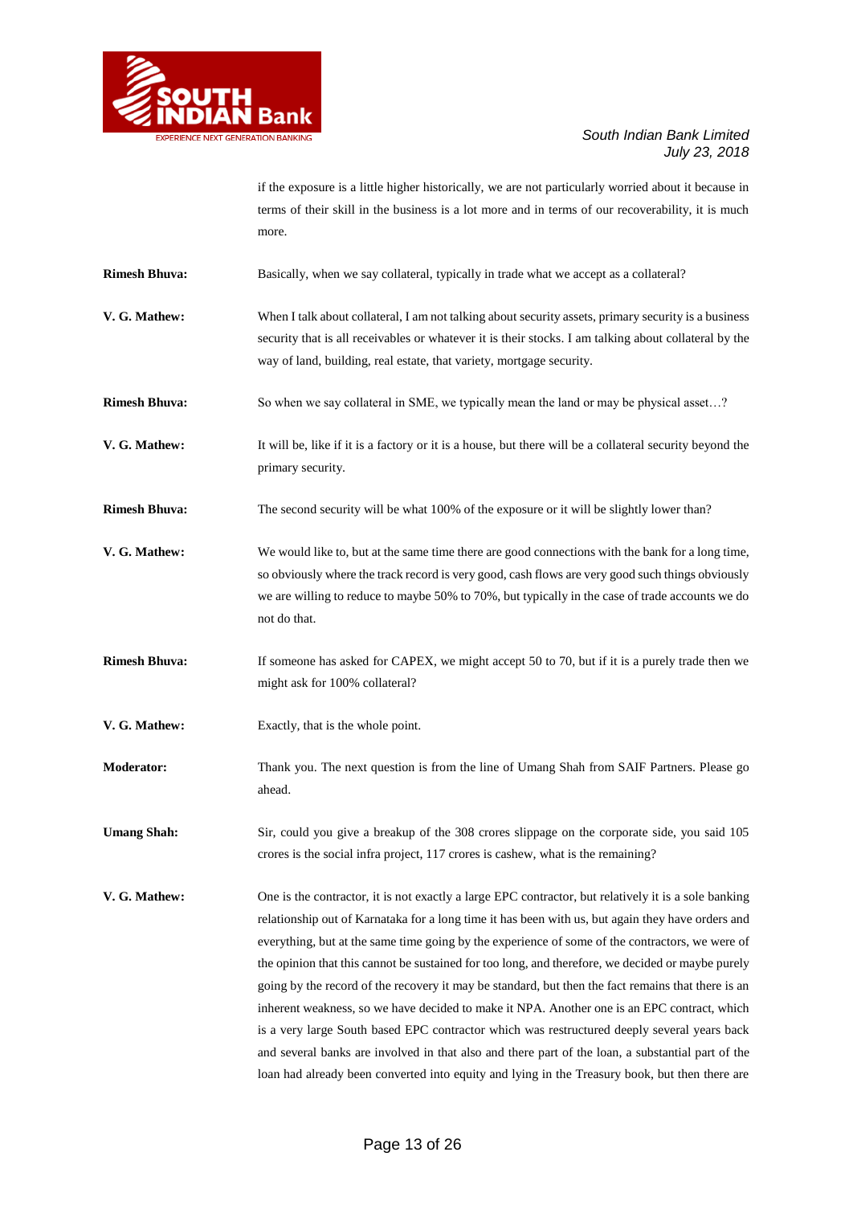if the exposure is a little higher historically, we are not particularly worried about it because in terms of their skill in the business is a lot more and in terms of our recoverability, it is much more.

**Rimesh Bhuva:** Basically, when we say collateral, typically in trade what we accept as a collateral?

**V. G. Mathew:** When I talk about collateral, I am not talking about security assets, primary security is a business security that is all receivables or whatever it is their stocks. I am talking about collateral by the way of land, building, real estate, that variety, mortgage security.

**Rimesh Bhuva:** So when we say collateral in SME, we typically mean the land or may be physical asset…?

**V. G. Mathew:** It will be, like if it is a factory or it is a house, but there will be a collateral security beyond the primary security.

**Rimesh Bhuva:** The second security will be what 100% of the exposure or it will be slightly lower than?

**V. G. Mathew:** We would like to, but at the same time there are good connections with the bank for a long time, so obviously where the track record is very good, cash flows are very good such things obviously we are willing to reduce to maybe 50% to 70%, but typically in the case of trade accounts we do not do that.

**Rimesh Bhuva:** If someone has asked for CAPEX, we might accept 50 to 70, but if it is a purely trade then we might ask for 100% collateral?

**V. G. Mathew:** Exactly, that is the whole point.

**Moderator:** Thank you. The next question is from the line of Umang Shah from SAIF Partners. Please go ahead.

**Umang Shah:** Sir, could you give a breakup of the 308 crores slippage on the corporate side, you said 105 crores is the social infra project, 117 crores is cashew, what is the remaining?

**V. G. Mathew:** One is the contractor, it is not exactly a large EPC contractor, but relatively it is a sole banking relationship out of Karnataka for a long time it has been with us, but again they have orders and everything, but at the same time going by the experience of some of the contractors, we were of the opinion that this cannot be sustained for too long, and therefore, we decided or maybe purely going by the record of the recovery it may be standard, but then the fact remains that there is an inherent weakness, so we have decided to make it NPA. Another one is an EPC contract, which is a very large South based EPC contractor which was restructured deeply several years back and several banks are involved in that also and there part of the loan, a substantial part of the loan had already been converted into equity and lying in the Treasury book, but then there are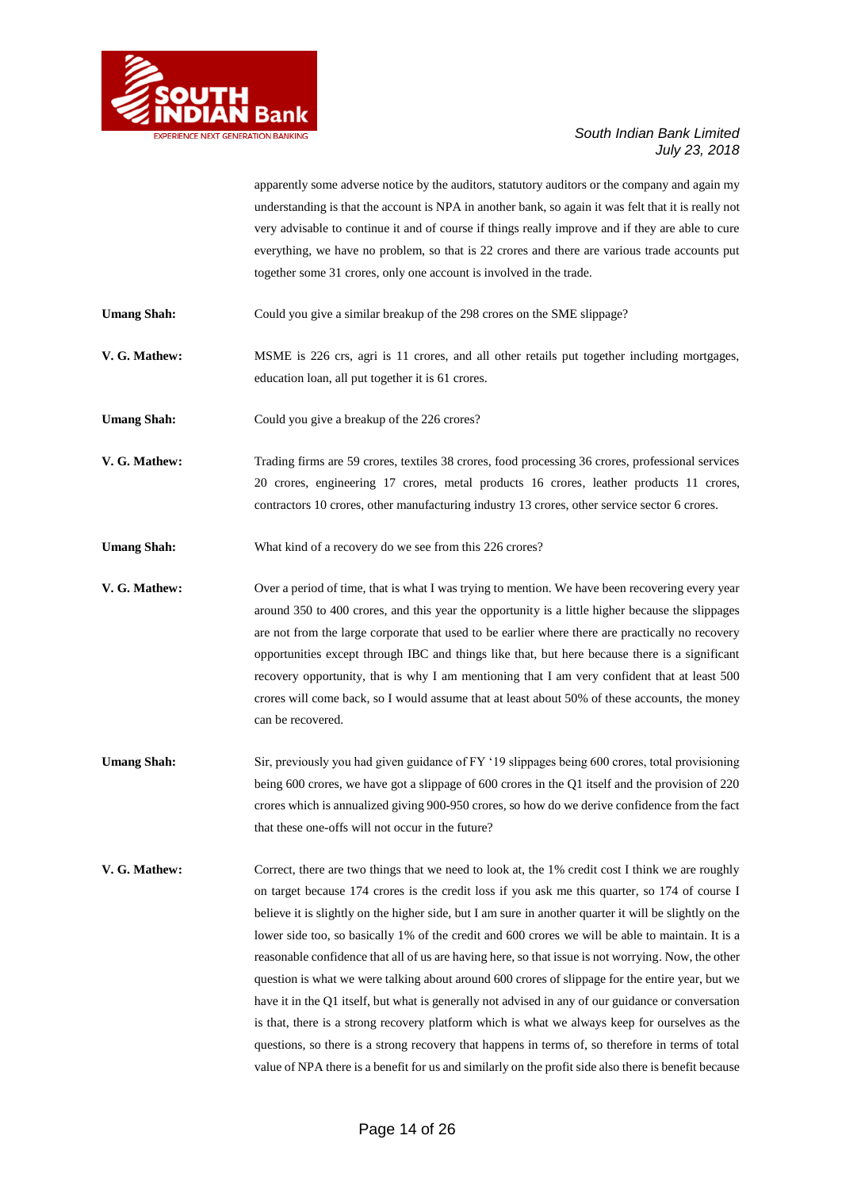apparently some adverse notice by the auditors, statutory auditors or the company and again my understanding is that the account is NPA in another bank, so again it was felt that it is really not very advisable to continue it and of course if things really improve and if they are able to cure everything, we have no problem, so that is 22 crores and there are various trade accounts put together some 31 crores, only one account is involved in the trade.

**Umang Shah:** Could you give a similar breakup of the 298 crores on the SME slippage?

**V. G. Mathew:** MSME is 226 crs, agri is 11 crores, and all other retails put together including mortgages, education loan, all put together it is 61 crores.

**Umang Shah:** Could you give a breakup of the 226 crores?

**V. G. Mathew:** Trading firms are 59 crores, textiles 38 crores, food processing 36 crores, professional services 20 crores, engineering 17 crores, metal products 16 crores, leather products 11 crores, contractors 10 crores, other manufacturing industry 13 crores, other service sector 6 crores.

**Umang Shah:** What kind of a recovery do we see from this 226 crores?

**V. G. Mathew:** Over a period of time, that is what I was trying to mention. We have been recovering every year around 350 to 400 crores, and this year the opportunity is a little higher because the slippages are not from the large corporate that used to be earlier where there are practically no recovery opportunities except through IBC and things like that, but here because there is a significant recovery opportunity, that is why I am mentioning that I am very confident that at least 500 crores will come back, so I would assume that at least about 50% of these accounts, the money can be recovered.

**Umang Shah:** Sir, previously you had given guidance of FY '19 slippages being 600 crores, total provisioning being 600 crores, we have got a slippage of 600 crores in the Q1 itself and the provision of 220 crores which is annualized giving 900-950 crores, so how do we derive confidence from the fact that these one-offs will not occur in the future?

**V. G. Mathew:** Correct, there are two things that we need to look at, the 1% credit cost I think we are roughly on target because 174 crores is the credit loss if you ask me this quarter, so 174 of course I believe it is slightly on the higher side, but I am sure in another quarter it will be slightly on the lower side too, so basically 1% of the credit and 600 crores we will be able to maintain. It is a reasonable confidence that all of us are having here, so that issue is not worrying. Now, the other question is what we were talking about around 600 crores of slippage for the entire year, but we have it in the Q1 itself, but what is generally not advised in any of our guidance or conversation is that, there is a strong recovery platform which is what we always keep for ourselves as the questions, so there is a strong recovery that happens in terms of, so therefore in terms of total value of NPA there is a benefit for us and similarly on the profit side also there is benefit because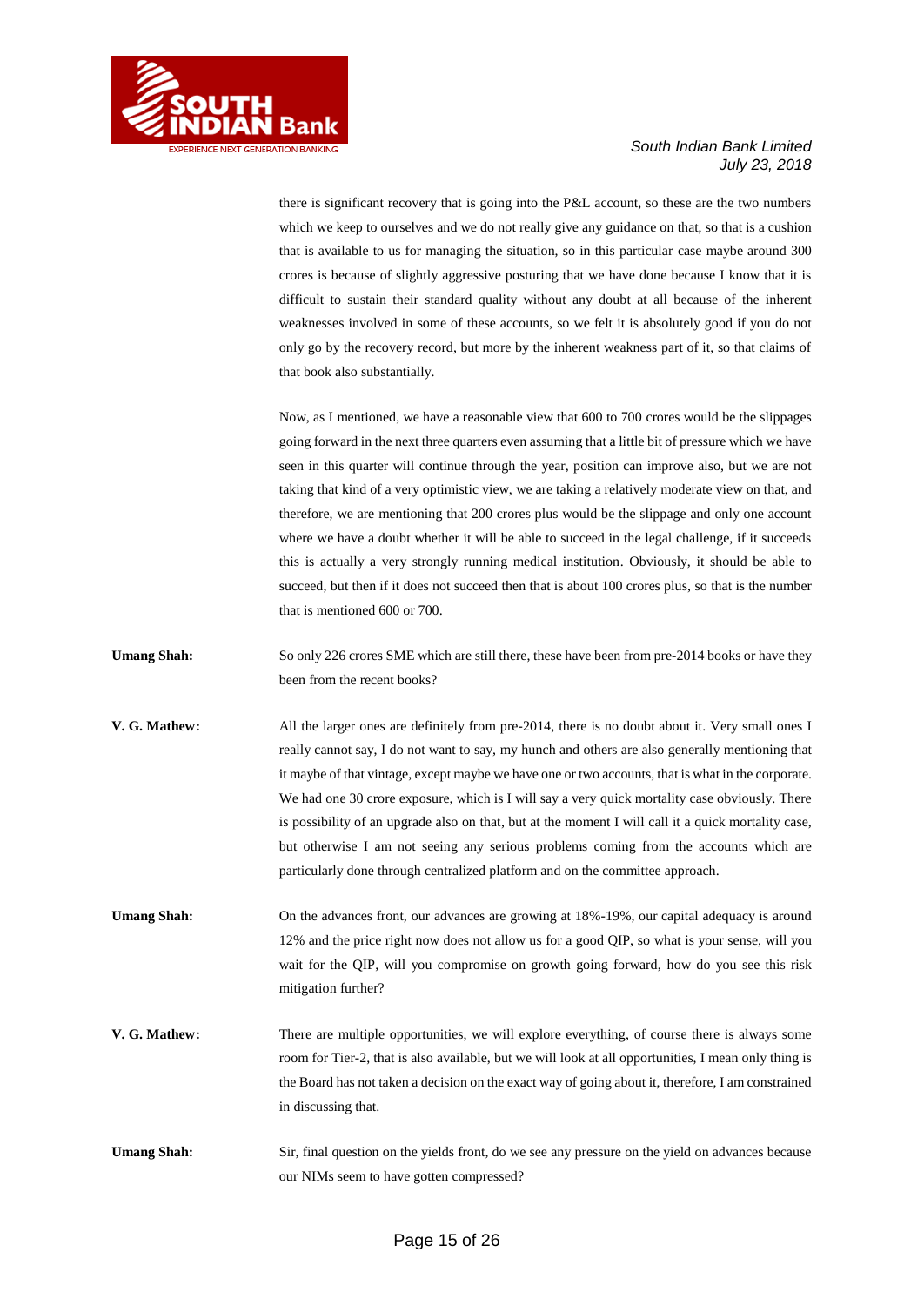there is significant recovery that is going into the P&L account, so these are the two numbers which we keep to ourselves and we do not really give any guidance on that, so that is a cushion that is available to us for managing the situation, so in this particular case maybe around 300 crores is because of slightly aggressive posturing that we have done because I know that it is difficult to sustain their standard quality without any doubt at all because of the inherent weaknesses involved in some of these accounts, so we felt it is absolutely good if you do not only go by the recovery record, but more by the inherent weakness part of it, so that claims of that book also substantially.

Now, as I mentioned, we have a reasonable view that 600 to 700 crores would be the slippages going forward in the next three quarters even assuming that a little bit of pressure which we have seen in this quarter will continue through the year, position can improve also, but we are not taking that kind of a very optimistic view, we are taking a relatively moderate view on that, and therefore, we are mentioning that 200 crores plus would be the slippage and only one account where we have a doubt whether it will be able to succeed in the legal challenge, if it succeeds this is actually a very strongly running medical institution. Obviously, it should be able to succeed, but then if it does not succeed then that is about 100 crores plus, so that is the number that is mentioned 600 or 700.

**Umang Shah:** So only 226 crores SME which are still there, these have been from pre-2014 books or have they been from the recent books?

**V. G. Mathew:** All the larger ones are definitely from pre-2014, there is no doubt about it. Very small ones I really cannot say, I do not want to say, my hunch and others are also generally mentioning that it maybe of that vintage, except maybe we have one or two accounts, that is what in the corporate. We had one 30 crore exposure, which is I will say a very quick mortality case obviously. There is possibility of an upgrade also on that, but at the moment I will call it a quick mortality case, but otherwise I am not seeing any serious problems coming from the accounts which are particularly done through centralized platform and on the committee approach.

**Umang Shah:** On the advances front, our advances are growing at 18%-19%, our capital adequacy is around 12% and the price right now does not allow us for a good QIP, so what is your sense, will you wait for the QIP, will you compromise on growth going forward, how do you see this risk mitigation further?

**V. G. Mathew:** There are multiple opportunities, we will explore everything, of course there is always some room for Tier-2, that is also available, but we will look at all opportunities, I mean only thing is the Board has not taken a decision on the exact way of going about it, therefore, I am constrained in discussing that.

**Umang Shah:** Sir, final question on the yields front, do we see any pressure on the yield on advances because our NIMs seem to have gotten compressed?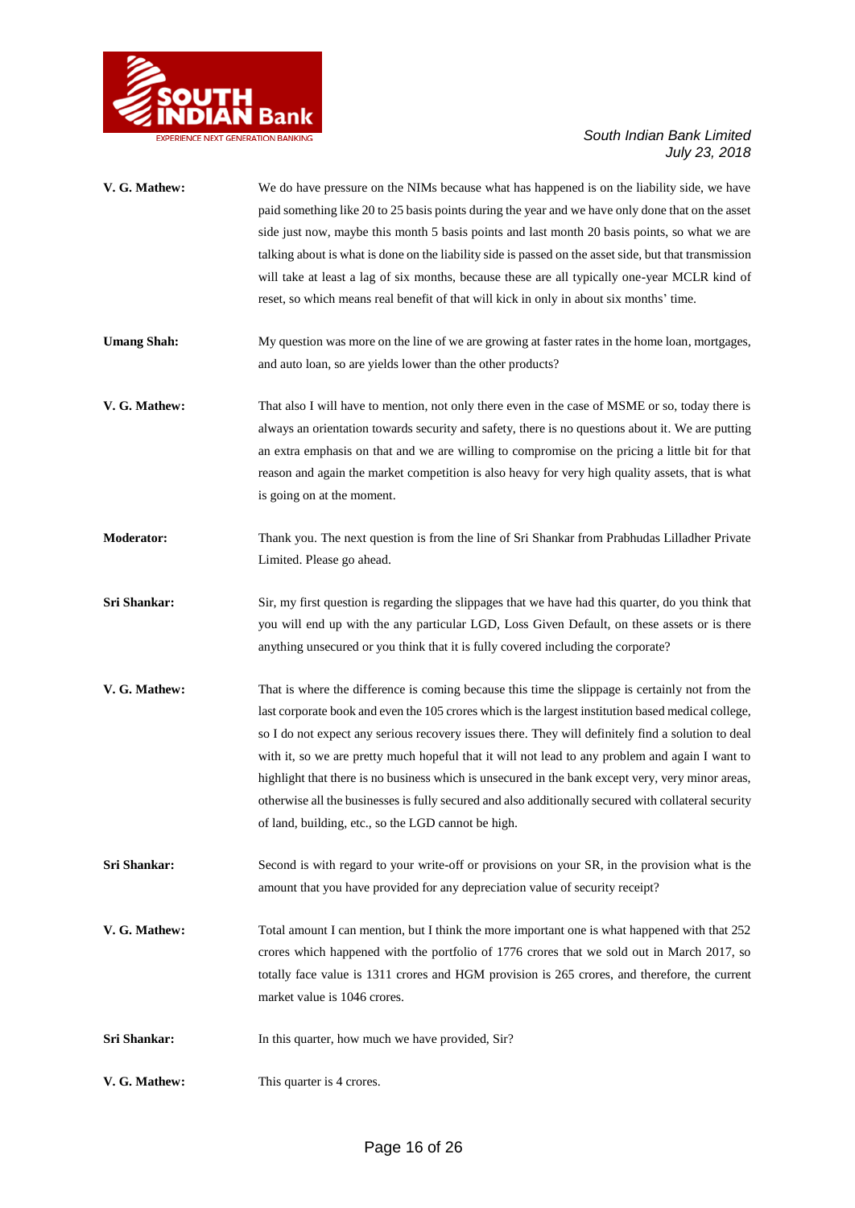**V. G. Mathew:** We do have pressure on the NIMs because what has happened is on the liability side, we have paid something like 20 to 25 basis points during the year and we have only done that on the asset side just now, maybe this month 5 basis points and last month 20 basis points, so what we are talking about is what is done on the liability side is passed on the asset side, but that transmission will take at least a lag of six months, because these are all typically one-year MCLR kind of reset, so which means real benefit of that will kick in only in about six months' time.

**Umang Shah:** My question was more on the line of we are growing at faster rates in the home loan, mortgages, and auto loan, so are yields lower than the other products?

**V. G. Mathew:** That also I will have to mention, not only there even in the case of MSME or so, today there is always an orientation towards security and safety, there is no questions about it. We are putting an extra emphasis on that and we are willing to compromise on the pricing a little bit for that reason and again the market competition is also heavy for very high quality assets, that is what is going on at the moment.

**Moderator:** Thank you. The next question is from the line of Sri Shankar from Prabhudas Lilladher Private Limited. Please go ahead.

**Sri Shankar:** Sir, my first question is regarding the slippages that we have had this quarter, do you think that you will end up with the any particular LGD, Loss Given Default, on these assets or is there anything unsecured or you think that it is fully covered including the corporate?

**V. G. Mathew:** That is where the difference is coming because this time the slippage is certainly not from the last corporate book and even the 105 crores which is the largest institution based medical college, so I do not expect any serious recovery issues there. They will definitely find a solution to deal with it, so we are pretty much hopeful that it will not lead to any problem and again I want to highlight that there is no business which is unsecured in the bank except very, very minor areas, otherwise all the businesses is fully secured and also additionally secured with collateral security of land, building, etc., so the LGD cannot be high.

**Sri Shankar:** Second is with regard to your write-off or provisions on your SR, in the provision what is the amount that you have provided for any depreciation value of security receipt?

**V. G. Mathew:** Total amount I can mention, but I think the more important one is what happened with that 252 crores which happened with the portfolio of 1776 crores that we sold out in March 2017, so totally face value is 1311 crores and HGM provision is 265 crores, and therefore, the current market value is 1046 crores.

**Sri Shankar:** In this quarter, how much we have provided, Sir?

**V. G. Mathew:** This quarter is 4 crores.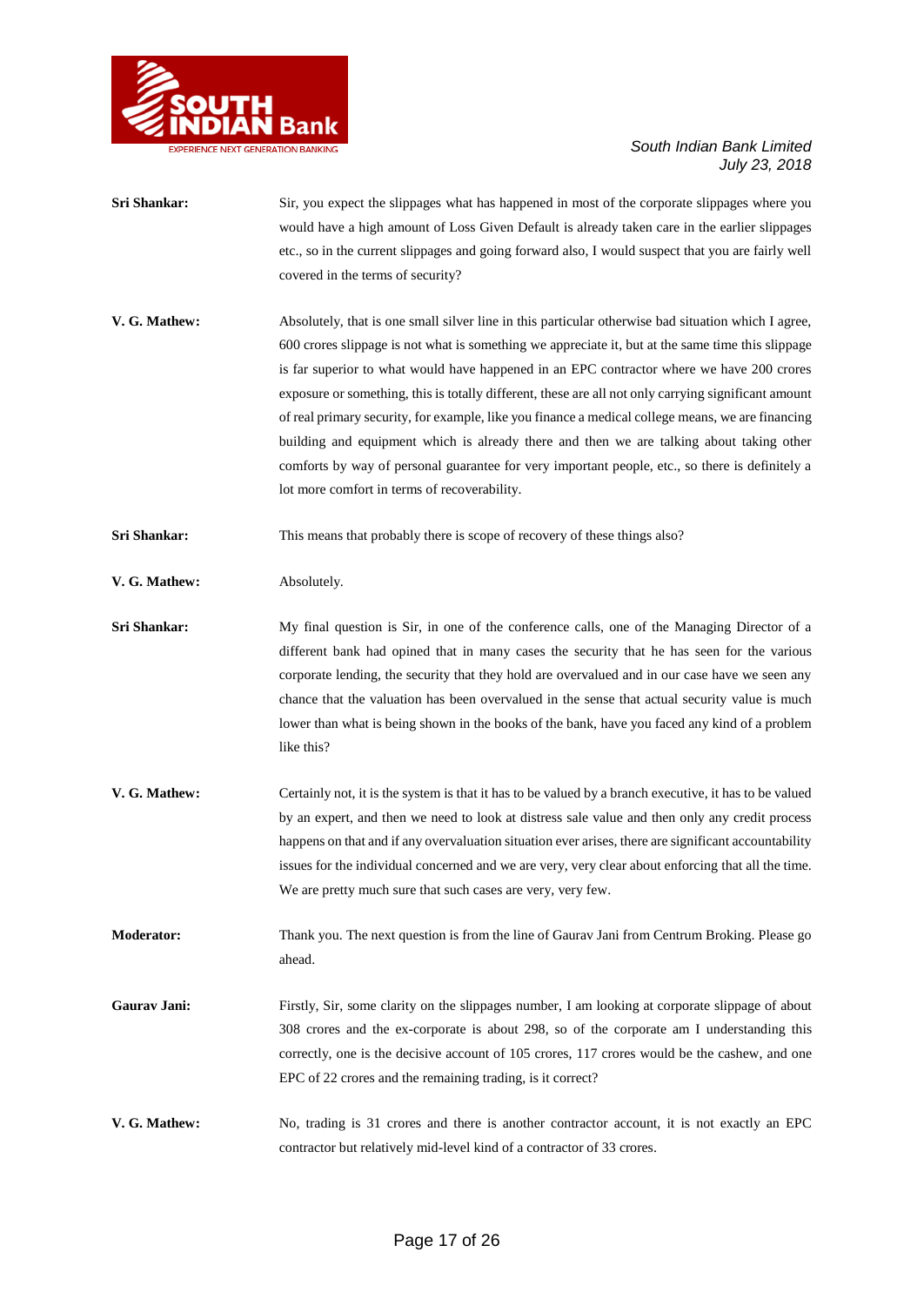**Sri Shankar:** Sir, you expect the slippages what has happened in most of the corporate slippages where you would have a high amount of Loss Given Default is already taken care in the earlier slippages etc., so in the current slippages and going forward also, I would suspect that you are fairly well covered in the terms of security?

**V. G. Mathew:** Absolutely, that is one small silver line in this particular otherwise bad situation which I agree, 600 crores slippage is not what is something we appreciate it, but at the same time this slippage is far superior to what would have happened in an EPC contractor where we have 200 crores exposure or something, this is totally different, these are all not only carrying significant amount of real primary security, for example, like you finance a medical college means, we are financing building and equipment which is already there and then we are talking about taking other comforts by way of personal guarantee for very important people, etc., so there is definitely a lot more comfort in terms of recoverability.

**Sri Shankar:** This means that probably there is scope of recovery of these things also?

**V. G. Mathew:** Absolutely.

**Sri Shankar:** My final question is Sir, in one of the conference calls, one of the Managing Director of a different bank had opined that in many cases the security that he has seen for the various corporate lending, the security that they hold are overvalued and in our case have we seen any chance that the valuation has been overvalued in the sense that actual security value is much lower than what is being shown in the books of the bank, have you faced any kind of a problem like this?

**V. G. Mathew:** Certainly not, it is the system is that it has to be valued by a branch executive, it has to be valued by an expert, and then we need to look at distress sale value and then only any credit process happens on that and if any overvaluation situation ever arises, there are significant accountability issues for the individual concerned and we are very, very clear about enforcing that all the time. We are pretty much sure that such cases are very, very few.

**Moderator:** Thank you. The next question is from the line of Gaurav Jani from Centrum Broking. Please go ahead.

**Gaurav Jani:** Firstly, Sir, some clarity on the slippages number, I am looking at corporate slippage of about 308 crores and the ex-corporate is about 298, so of the corporate am I understanding this correctly, one is the decisive account of 105 crores, 117 crores would be the cashew, and one EPC of 22 crores and the remaining trading, is it correct?

**V. G. Mathew:** No, trading is 31 crores and there is another contractor account, it is not exactly an EPC contractor but relatively mid-level kind of a contractor of 33 crores.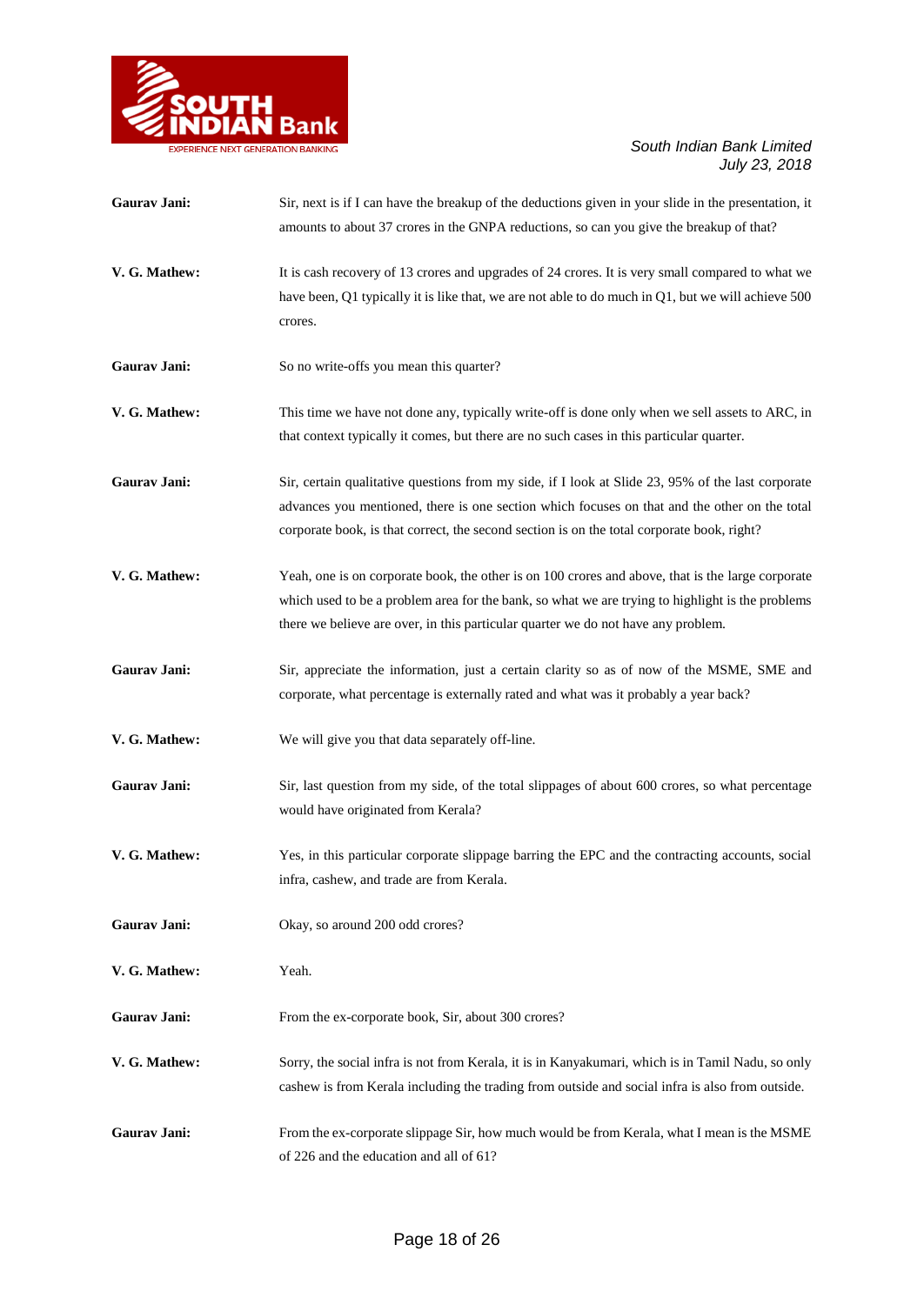**Gaurav Jani:** Sir, next is if I can have the breakup of the deductions given in your slide in the presentation, it amounts to about 37 crores in the GNPA reductions, so can you give the breakup of that?

**V. G. Mathew:** It is cash recovery of 13 crores and upgrades of 24 crores. It is very small compared to what we have been, Q1 typically it is like that, we are not able to do much in Q1, but we will achieve 500 crores.

**Gaurav Jani:** So no write-offs you mean this quarter?

**V. G. Mathew:** This time we have not done any, typically write-off is done only when we sell assets to ARC, in that context typically it comes, but there are no such cases in this particular quarter.

**Gaurav Jani:** Sir, certain qualitative questions from my side, if I look at Slide 23, 95% of the last corporate advances you mentioned, there is one section which focuses on that and the other on the total corporate book, is that correct, the second section is on the total corporate book, right?

**V. G. Mathew:** Yeah, one is on corporate book, the other is on 100 crores and above, that is the large corporate which used to be a problem area for the bank, so what we are trying to highlight is the problems there we believe are over, in this particular quarter we do not have any problem.

**Gaurav Jani:** Sir, appreciate the information, just a certain clarity so as of now of the MSME, SME and corporate, what percentage is externally rated and what was it probably a year back?

**V. G. Mathew:** We will give you that data separately off-line.

**Gaurav Jani:** Sir, last question from my side, of the total slippages of about 600 crores, so what percentage would have originated from Kerala?

**V. G. Mathew:** Yes, in this particular corporate slippage barring the EPC and the contracting accounts, social infra, cashew, and trade are from Kerala.

**Gaurav Jani:** Okay, so around 200 odd crores?

**V. G. Mathew:** Yeah.

**Gaurav Jani:** From the ex-corporate book, Sir, about 300 crores?

**V. G. Mathew:** Sorry, the social infra is not from Kerala, it is in Kanyakumari, which is in Tamil Nadu, so only cashew is from Kerala including the trading from outside and social infra is also from outside.

**Gaurav Jani:** From the ex-corporate slippage Sir, how much would be from Kerala, what I mean is the MSME of 226 and the education and all of 61?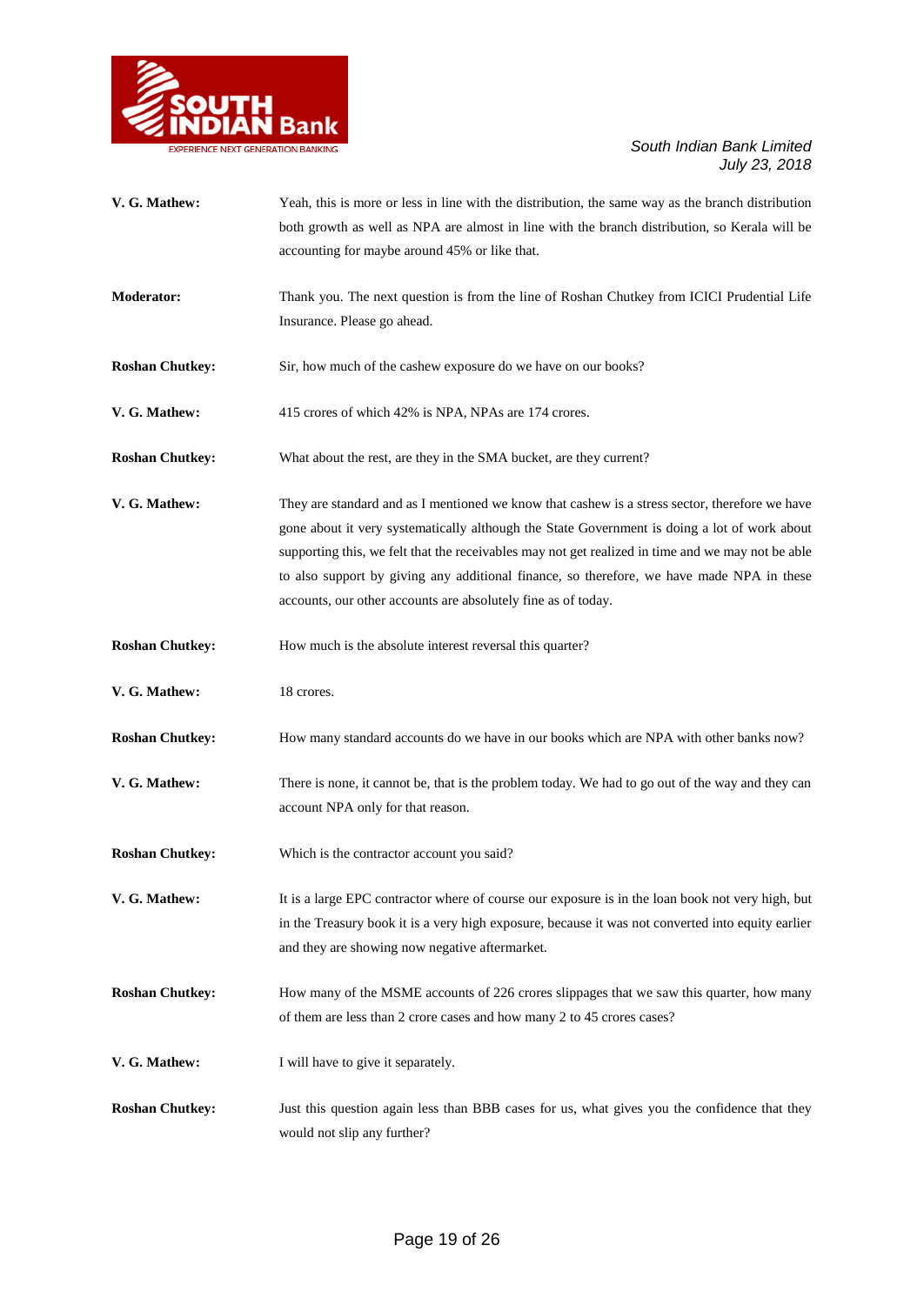**V. G. Mathew:** Yeah, this is more or less in line with the distribution, the same way as the branch distribution both growth as well as NPA are almost in line with the branch distribution, so Kerala will be accounting for maybe around 45% or like that.

**Moderator:** Thank you. The next question is from the line of Roshan Chutkey from ICICI Prudential Life Insurance. Please go ahead.

**Roshan Chutkey:** Sir, how much of the cashew exposure do we have on our books?

**V. G. Mathew:** 415 crores of which 42% is NPA, NPAs are 174 crores.

**Roshan Chutkey:** What about the rest, are they in the SMA bucket, are they current?

**V. G. Mathew:** They are standard and as I mentioned we know that cashew is a stress sector, therefore we have gone about it very systematically although the State Government is doing a lot of work about supporting this, we felt that the receivables may not get realized in time and we may not be able to also support by giving any additional finance, so therefore, we have made NPA in these accounts, our other accounts are absolutely fine as of today.

**Roshan Chutkey:** How much is the absolute interest reversal this quarter?

**V. G. Mathew:** 18 crores.

**Roshan Chutkey:** How many standard accounts do we have in our books which are NPA with other banks now?

**V. G. Mathew:** There is none, it cannot be, that is the problem today. We had to go out of the way and they can account NPA only for that reason.

**Roshan Chutkey:** Which is the contractor account you said?

**V. G. Mathew:** It is a large EPC contractor where of course our exposure is in the loan book not very high, but in the Treasury book it is a very high exposure, because it was not converted into equity earlier and they are showing now negative aftermarket.

**Roshan Chutkey:** How many of the MSME accounts of 226 crores slippages that we saw this quarter, how many of them are less than 2 crore cases and how many 2 to 45 crores cases?

**V. G. Mathew:** I will have to give it separately.

**Roshan Chutkey:** Just this question again less than BBB cases for us, what gives you the confidence that they would not slip any further?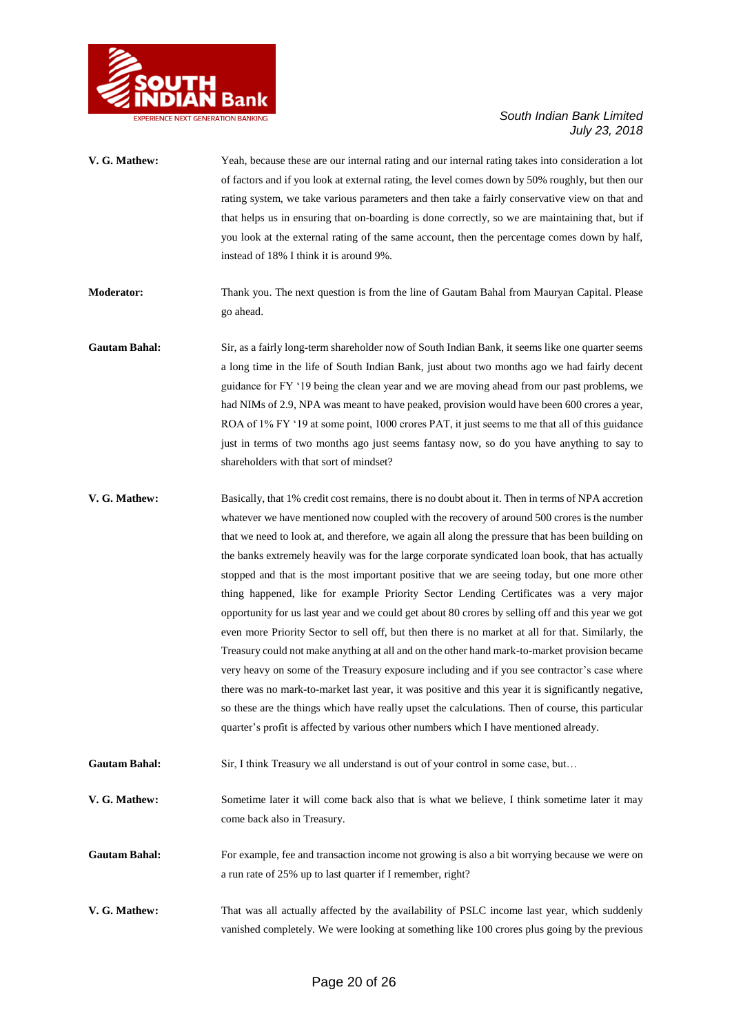**V. G. Mathew:** Yeah, because these are our internal rating and our internal rating takes into consideration a lot of factors and if you look at external rating, the level comes down by 50% roughly, but then our rating system, we take various parameters and then take a fairly conservative view on that and that helps us in ensuring that on-boarding is done correctly, so we are maintaining that, but if you look at the external rating of the same account, then the percentage comes down by half, instead of 18% I think it is around 9%.

**Moderator:** Thank you. The next question is from the line of Gautam Bahal from Mauryan Capital. Please go ahead.

**Gautam Bahal:** Sir, as a fairly long-term shareholder now of South Indian Bank, it seems like one quarter seems a long time in the life of South Indian Bank, just about two months ago we had fairly decent guidance for FY '19 being the clean year and we are moving ahead from our past problems, we had NIMs of 2.9, NPA was meant to have peaked, provision would have been 600 crores a year, ROA of 1% FY '19 at some point, 1000 crores PAT, it just seems to me that all of this guidance just in terms of two months ago just seems fantasy now, so do you have anything to say to shareholders with that sort of mindset?

**V. G. Mathew:** Basically, that 1% credit cost remains, there is no doubt about it. Then in terms of NPA accretion whatever we have mentioned now coupled with the recovery of around 500 crores is the number that we need to look at, and therefore, we again all along the pressure that has been building on the banks extremely heavily was for the large corporate syndicated loan book, that has actually stopped and that is the most important positive that we are seeing today, but one more other thing happened, like for example Priority Sector Lending Certificates was a very major opportunity for us last year and we could get about 80 crores by selling off and this year we got even more Priority Sector to sell off, but then there is no market at all for that. Similarly, the Treasury could not make anything at all and on the other hand mark-to-market provision became very heavy on some of the Treasury exposure including and if you see contractor's case where there was no mark-to-market last year, it was positive and this year it is significantly negative, so these are the things which have really upset the calculations. Then of course, this particular quarter's profit is affected by various other numbers which I have mentioned already.

**Gautam Bahal:** Sir, I think Treasury we all understand is out of your control in some case, but…

**V. G. Mathew:** Sometime later it will come back also that is what we believe, I think sometime later it may come back also in Treasury.

**Gautam Bahal:** For example, fee and transaction income not growing is also a bit worrying because we were on a run rate of 25% up to last quarter if I remember, right?

**V. G. Mathew:** That was all actually affected by the availability of PSLC income last year, which suddenly vanished completely. We were looking at something like 100 crores plus going by the previous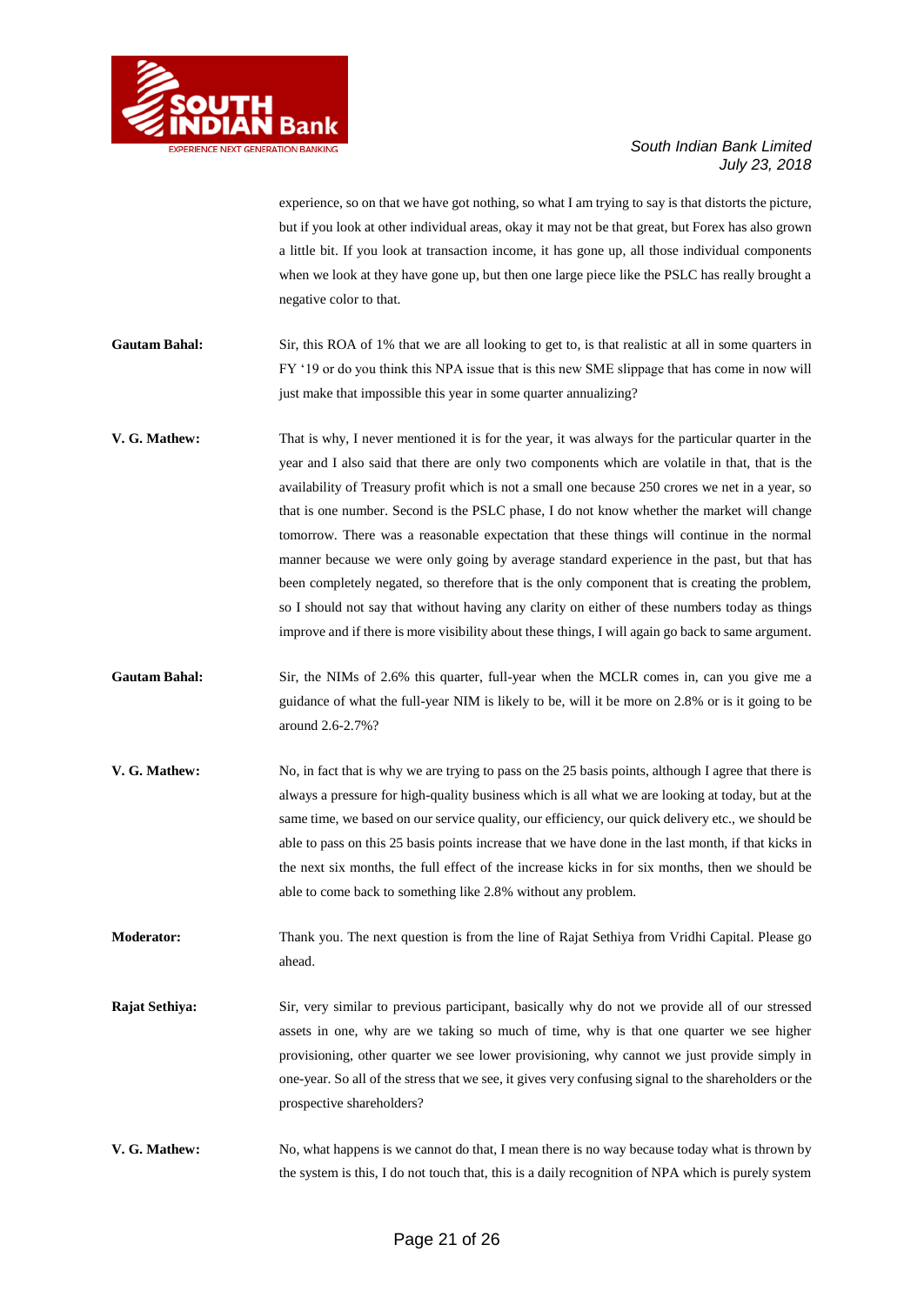experience, so on that we have got nothing, so what I am trying to say is that distorts the picture, but if you look at other individual areas, okay it may not be that great, but Forex has also grown a little bit. If you look at transaction income, it has gone up, all those individual components when we look at they have gone up, but then one large piece like the PSLC has really brought a negative color to that.

**Gautam Bahal:** Sir, this ROA of 1% that we are all looking to get to, is that realistic at all in some quarters in FY '19 or do you think this NPA issue that is this new SME slippage that has come in now will just make that impossible this year in some quarter annualizing?

**V. G. Mathew:** That is why, I never mentioned it is for the year, it was always for the particular quarter in the year and I also said that there are only two components which are volatile in that, that is the availability of Treasury profit which is not a small one because 250 crores we net in a year, so that is one number. Second is the PSLC phase, I do not know whether the market will change tomorrow. There was a reasonable expectation that these things will continue in the normal manner because we were only going by average standard experience in the past, but that has been completely negated, so therefore that is the only component that is creating the problem, so I should not say that without having any clarity on either of these numbers today as things improve and if there is more visibility about these things, I will again go back to same argument.

**Gautam Bahal:** Sir, the NIMs of 2.6% this quarter, full-year when the MCLR comes in, can you give me a guidance of what the full-year NIM is likely to be, will it be more on 2.8% or is it going to be around 2.6-2.7%?

**V. G. Mathew:** No, in fact that is why we are trying to pass on the 25 basis points, although I agree that there is always a pressure for high-quality business which is all what we are looking at today, but at the same time, we based on our service quality, our efficiency, our quick delivery etc., we should be able to pass on this 25 basis points increase that we have done in the last month, if that kicks in the next six months, the full effect of the increase kicks in for six months, then we should be able to come back to something like 2.8% without any problem.

**Moderator:** Thank you. The next question is from the line of Rajat Sethiya from Vridhi Capital. Please go ahead.

**Rajat Sethiya:** Sir, very similar to previous participant, basically why do not we provide all of our stressed assets in one, why are we taking so much of time, why is that one quarter we see higher provisioning, other quarter we see lower provisioning, why cannot we just provide simply in one-year. So all of the stress that we see, it gives very confusing signal to the shareholders or the prospective shareholders?

**V. G. Mathew:** No, what happens is we cannot do that, I mean there is no way because today what is thrown by the system is this, I do not touch that, this is a daily recognition of NPA which is purely system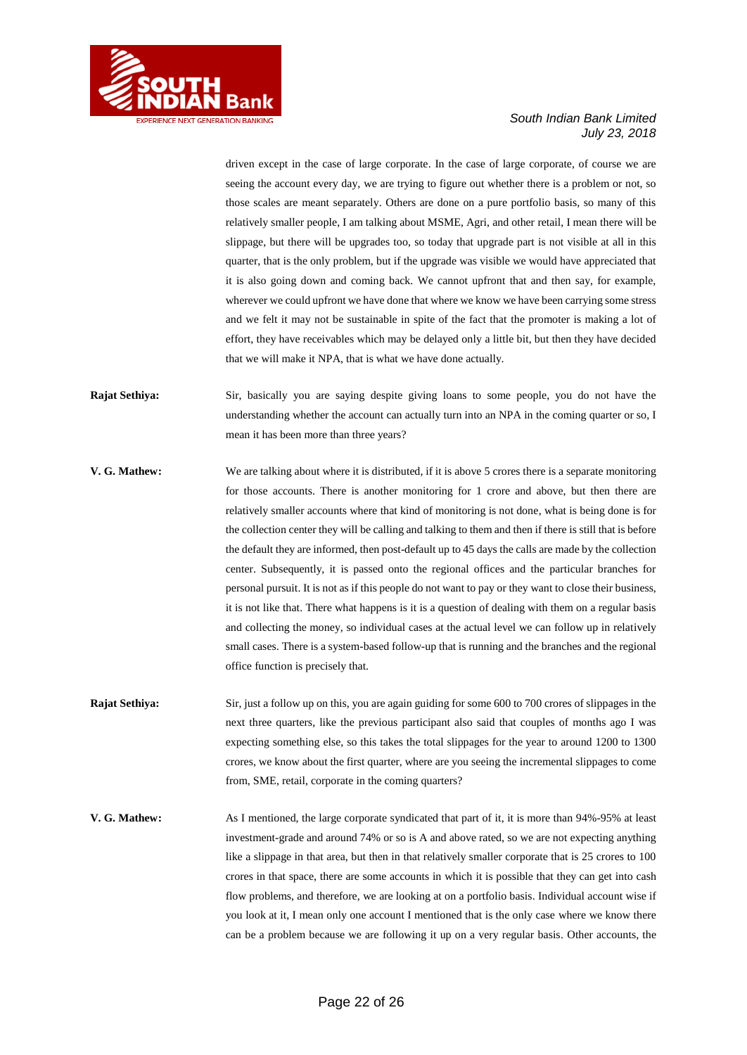driven except in the case of large corporate. In the case of large corporate, of course we are seeing the account every day, we are trying to figure out whether there is a problem or not, so those scales are meant separately. Others are done on a pure portfolio basis, so many of this relatively smaller people, I am talking about MSME, Agri, and other retail, I mean there will be slippage, but there will be upgrades too, so today that upgrade part is not visible at all in this quarter, that is the only problem, but if the upgrade was visible we would have appreciated that it is also going down and coming back. We cannot upfront that and then say, for example, wherever we could upfront we have done that where we know we have been carrying some stress and we felt it may not be sustainable in spite of the fact that the promoter is making a lot of effort, they have receivables which may be delayed only a little bit, but then they have decided that we will make it NPA, that is what we have done actually.

**Rajat Sethiya:** Sir, basically you are saying despite giving loans to some people, you do not have the understanding whether the account can actually turn into an NPA in the coming quarter or so, I mean it has been more than three years?

**V. G. Mathew:** We are talking about where it is distributed, if it is above 5 crores there is a separate monitoring for those accounts. There is another monitoring for 1 crore and above, but then there are relatively smaller accounts where that kind of monitoring is not done, what is being done is for the collection center they will be calling and talking to them and then if there is still that is before the default they are informed, then post-default up to 45 days the calls are made by the collection center. Subsequently, it is passed onto the regional offices and the particular branches for personal pursuit. It is not as if this people do not want to pay or they want to close their business, it is not like that. There what happens is it is a question of dealing with them on a regular basis and collecting the money, so individual cases at the actual level we can follow up in relatively small cases. There is a system-based follow-up that is running and the branches and the regional office function is precisely that.

**Rajat Sethiya:** Sir, just a follow up on this, you are again guiding for some 600 to 700 crores of slippages in the next three quarters, like the previous participant also said that couples of months ago I was expecting something else, so this takes the total slippages for the year to around 1200 to 1300 crores, we know about the first quarter, where are you seeing the incremental slippages to come from, SME, retail, corporate in the coming quarters?

**V. G. Mathew:** As I mentioned, the large corporate syndicated that part of it, it is more than 94%-95% at least investment-grade and around 74% or so is A and above rated, so we are not expecting anything like a slippage in that area, but then in that relatively smaller corporate that is 25 crores to 100 crores in that space, there are some accounts in which it is possible that they can get into cash flow problems, and therefore, we are looking at on a portfolio basis. Individual account wise if you look at it, I mean only one account I mentioned that is the only case where we know there can be a problem because we are following it up on a very regular basis. Other accounts, the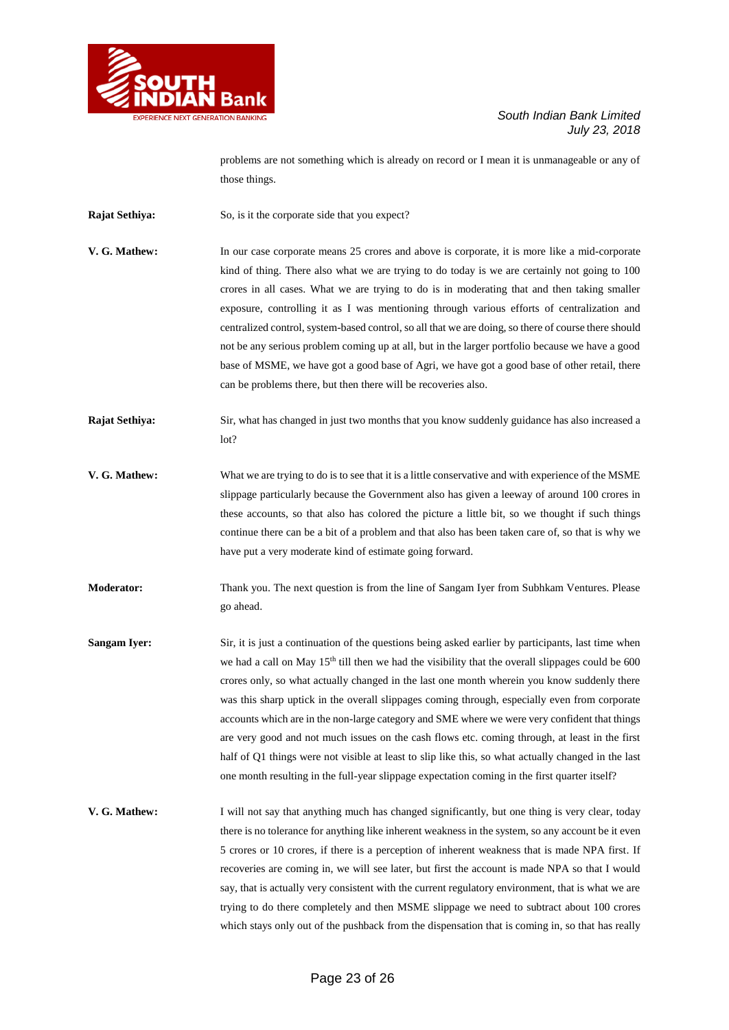problems are not something which is already on record or I mean it is unmanageable or any of those things.

**Rajat Sethiya:** So, is it the corporate side that you expect?

**V. G. Mathew:** In our case corporate means 25 crores and above is corporate, it is more like a mid-corporate kind of thing. There also what we are trying to do today is we are certainly not going to 100 crores in all cases. What we are trying to do is in moderating that and then taking smaller exposure, controlling it as I was mentioning through various efforts of centralization and centralized control, system-based control, so all that we are doing, so there of course there should not be any serious problem coming up at all, but in the larger portfolio because we have a good base of MSME, we have got a good base of Agri, we have got a good base of other retail, there can be problems there, but then there will be recoveries also.

**Rajat Sethiya:** Sir, what has changed in just two months that you know suddenly guidance has also increased a lot?

**V. G. Mathew:** What we are trying to do is to see that it is a little conservative and with experience of the MSME slippage particularly because the Government also has given a leeway of around 100 crores in these accounts, so that also has colored the picture a little bit, so we thought if such things continue there can be a bit of a problem and that also has been taken care of, so that is why we have put a very moderate kind of estimate going forward.

**Moderator:** Thank you. The next question is from the line of Sangam Iyer from Subhkam Ventures. Please go ahead.

**Sangam Iyer:** Sir, it is just a continuation of the questions being asked earlier by participants, last time when we had a call on May 15th till then we had the visibility that the overall slippages could be 600 crores only, so what actually changed in the last one month wherein you know suddenly there was this sharp uptick in the overall slippages coming through, especially even from corporate accounts which are in the non-large category and SME where we were very confident that things are very good and not much issues on the cash flows etc. coming through, at least in the first half of Q1 things were not visible at least to slip like this, so what actually changed in the last one month resulting in the full-year slippage expectation coming in the first quarter itself?

**V. G. Mathew:** I will not say that anything much has changed significantly, but one thing is very clear, today there is no tolerance for anything like inherent weakness in the system, so any account be it even 5 crores or 10 crores, if there is a perception of inherent weakness that is made NPA first. If recoveries are coming in, we will see later, but first the account is made NPA so that I would say, that is actually very consistent with the current regulatory environment, that is what we are trying to do there completely and then MSME slippage we need to subtract about 100 crores which stays only out of the pushback from the dispensation that is coming in, so that has really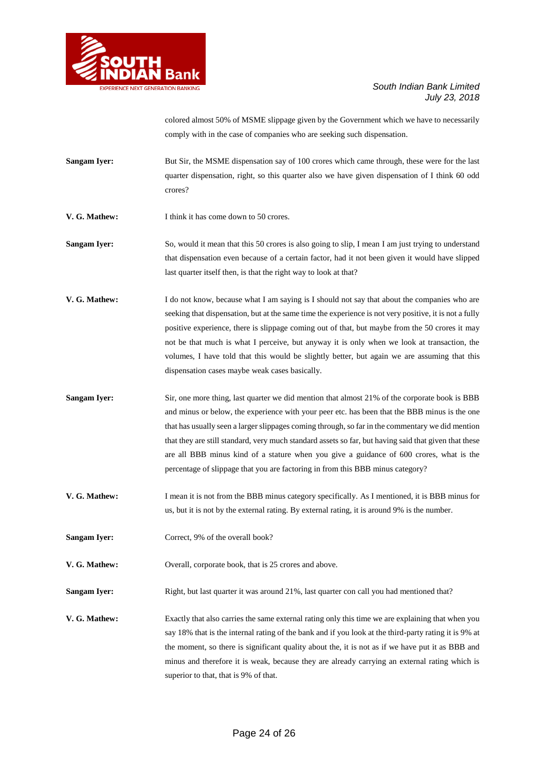colored almost 50% of MSME slippage given by the Government which we have to necessarily comply with in the case of companies who are seeking such dispensation.

**Sangam Iyer:** But Sir, the MSME dispensation say of 100 crores which came through, these were for the last quarter dispensation, right, so this quarter also we have given dispensation of I think 60 odd crores?

**V. G. Mathew:** I think it has come down to 50 crores.

**Sangam Iyer:** So, would it mean that this 50 crores is also going to slip, I mean I am just trying to understand that dispensation even because of a certain factor, had it not been given it would have slipped last quarter itself then, is that the right way to look at that?

**V. G. Mathew:** I do not know, because what I am saying is I should not say that about the companies who are seeking that dispensation, but at the same time the experience is not very positive, it is not a fully positive experience, there is slippage coming out of that, but maybe from the 50 crores it may not be that much is what I perceive, but anyway it is only when we look at transaction, the volumes, I have told that this would be slightly better, but again we are assuming that this dispensation cases maybe weak cases basically.

**Sangam Iyer:** Sir, one more thing, last quarter we did mention that almost 21% of the corporate book is BBB and minus or below, the experience with your peer etc. has been that the BBB minus is the one that has usually seen a larger slippages coming through, so far in the commentary we did mention that they are still standard, very much standard assets so far, but having said that given that these are all BBB minus kind of a stature when you give a guidance of 600 crores, what is the percentage of slippage that you are factoring in from this BBB minus category?

**V. G. Mathew:** I mean it is not from the BBB minus category specifically. As I mentioned, it is BBB minus for us, but it is not by the external rating. By external rating, it is around 9% is the number.

**Sangam Iyer:** Correct, 9% of the overall book?

**V. G. Mathew:** Overall, corporate book, that is 25 crores and above.

**Sangam Iyer:** Right, but last quarter it was around 21%, last quarter con call you had mentioned that?

**V. G. Mathew:** Exactly that also carries the same external rating only this time we are explaining that when you say 18% that is the internal rating of the bank and if you look at the third-party rating it is 9% at the moment, so there is significant quality about the, it is not as if we have put it as BBB and minus and therefore it is weak, because they are already carrying an external rating which is superior to that, that is 9% of that.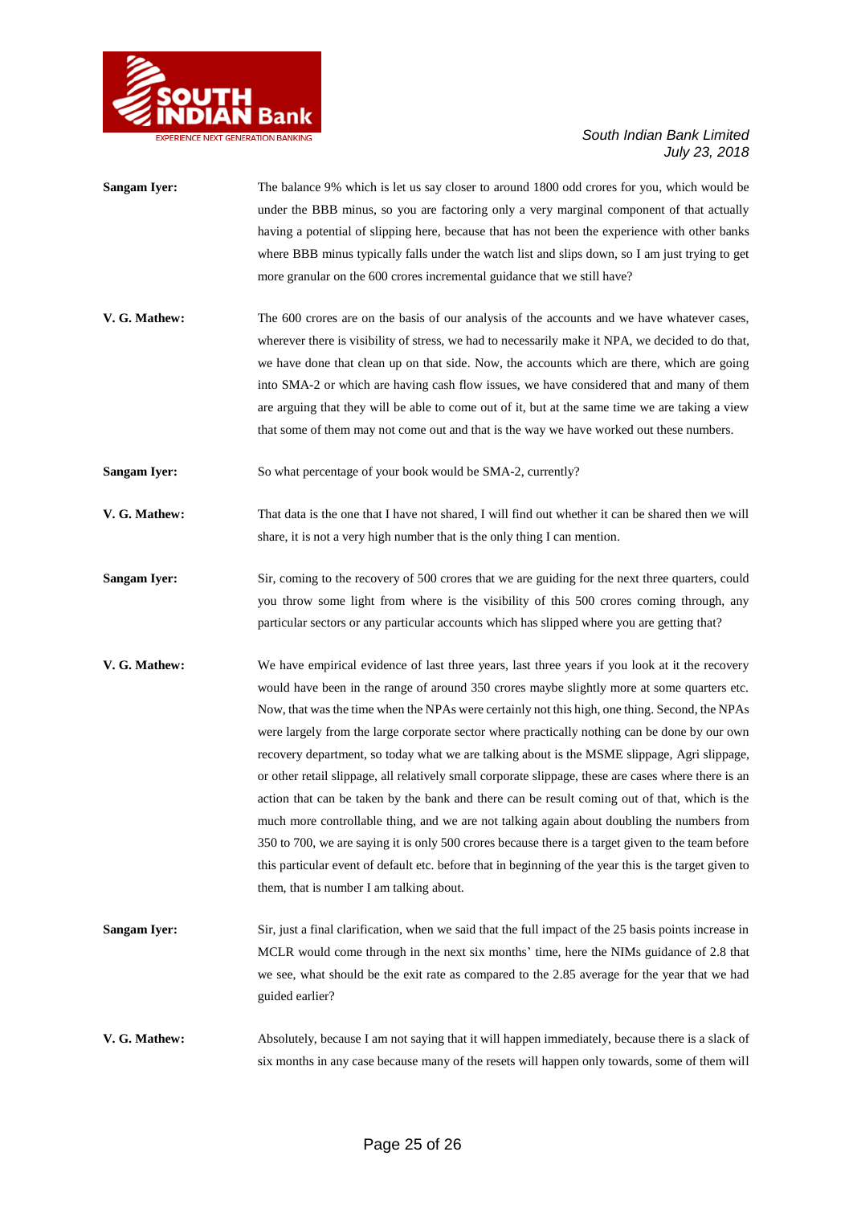**Sangam Iyer:** The balance 9% which is let us say closer to around 1800 odd crores for you, which would be under the BBB minus, so you are factoring only a very marginal component of that actually having a potential of slipping here, because that has not been the experience with other banks where BBB minus typically falls under the watch list and slips down, so I am just trying to get more granular on the 600 crores incremental guidance that we still have?

**V. G. Mathew:** The 600 crores are on the basis of our analysis of the accounts and we have whatever cases, wherever there is visibility of stress, we had to necessarily make it NPA, we decided to do that, we have done that clean up on that side. Now, the accounts which are there, which are going into SMA-2 or which are having cash flow issues, we have considered that and many of them are arguing that they will be able to come out of it, but at the same time we are taking a view that some of them may not come out and that is the way we have worked out these numbers.

**Sangam Iyer:** So what percentage of your book would be SMA-2, currently?

**V. G. Mathew:** That data is the one that I have not shared, I will find out whether it can be shared then we will share, it is not a very high number that is the only thing I can mention.

**Sangam Iyer:** Sir, coming to the recovery of 500 crores that we are guiding for the next three quarters, could you throw some light from where is the visibility of this 500 crores coming through, any particular sectors or any particular accounts which has slipped where you are getting that?

**V. G. Mathew:** We have empirical evidence of last three years, last three years if you look at it the recovery would have been in the range of around 350 crores maybe slightly more at some quarters etc. Now, that was the time when the NPAs were certainly not this high, one thing. Second, the NPAs were largely from the large corporate sector where practically nothing can be done by our own recovery department, so today what we are talking about is the MSME slippage, Agri slippage, or other retail slippage, all relatively small corporate slippage, these are cases where there is an action that can be taken by the bank and there can be result coming out of that, which is the much more controllable thing, and we are not talking again about doubling the numbers from 350 to 700, we are saying it is only 500 crores because there is a target given to the team before this particular event of default etc. before that in beginning of the year this is the target given to them, that is number I am talking about.

**Sangam Iyer:** Sir, just a final clarification, when we said that the full impact of the 25 basis points increase in MCLR would come through in the next six months' time, here the NIMs guidance of 2.8 that we see, what should be the exit rate as compared to the 2.85 average for the year that we had guided earlier?

**V. G. Mathew:** Absolutely, because I am not saying that it will happen immediately, because there is a slack of six months in any case because many of the resets will happen only towards, some of them will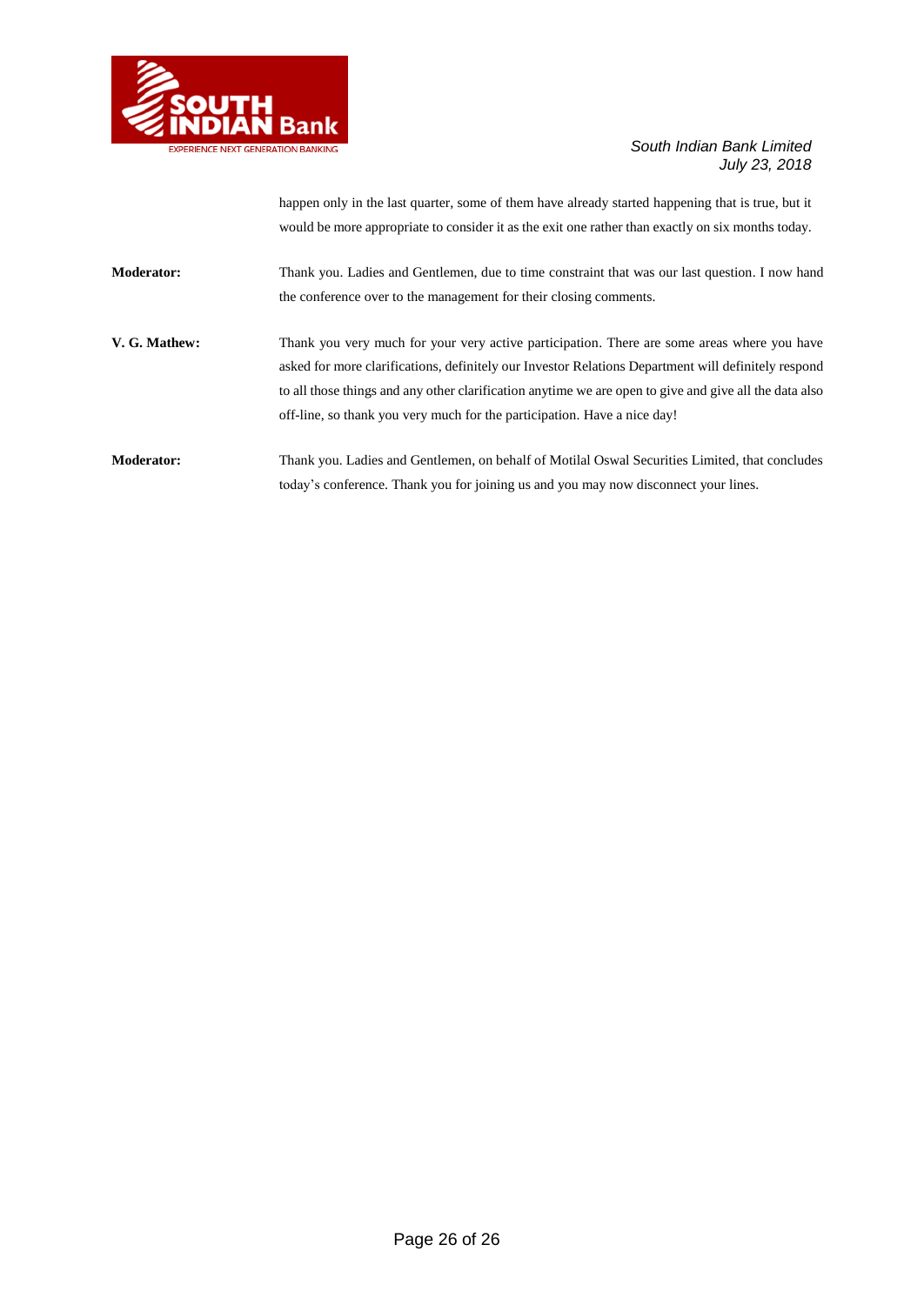happen only in the last quarter, some of them have already started happening that is true, but it would be more appropriate to consider it as the exit one rather than exactly on six months today.

**Moderator:** Thank you. Ladies and Gentlemen, due to time constraint that was our last question. I now hand the conference over to the management for their closing comments.

**V. G. Mathew:** Thank you very much for your very active participation. There are some areas where you have asked for more clarifications, definitely our Investor Relations Department will definitely respond to all those things and any other clarification anytime we are open to give and give all the data also off-line, so thank you very much for the participation. Have a nice day!

**Moderator:** Thank you. Ladies and Gentlemen, on behalf of Motilal Oswal Securities Limited, that concludes today's conference. Thank you for joining us and you may now disconnect your lines.